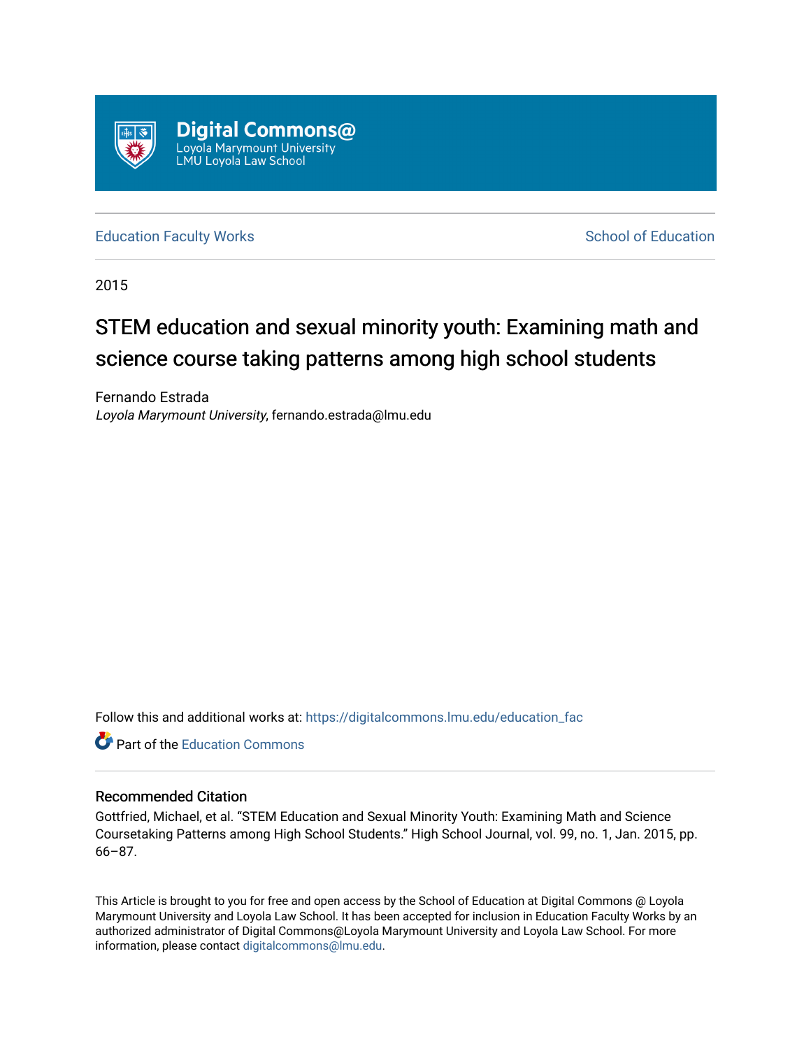Digital Commons@
Loyola Marymount University
LMU Loyola Law School

Education Faculty Works

School of Education

2015

# STEM education and sexual minority youth: Examining math and science course taking patterns among high school students

Fernando Estrada
*Loyola Marymount University*, fernando.estrada@lmu.edu

Follow this and additional works at: https://digitalcommons.lmu.edu/education_fac

Part of the Education Commons

## Recommended Citation

Gottfried, Michael, et al. "STEM Education and Sexual Minority Youth: Examining Math and Science Coursetaking Patterns among High School Students." High School Journal, vol. 99, no. 1, Jan. 2015, pp. 66–87.

This Article is brought to you for free and open access by the School of Education at Digital Commons @ Loyola Marymount University and Loyola Law School. It has been accepted for inclusion in Education Faculty Works by an authorized administrator of Digital Commons@Loyola Marymount University and Loyola Law School. For more information, please contact digitalcommons@lmu.edu.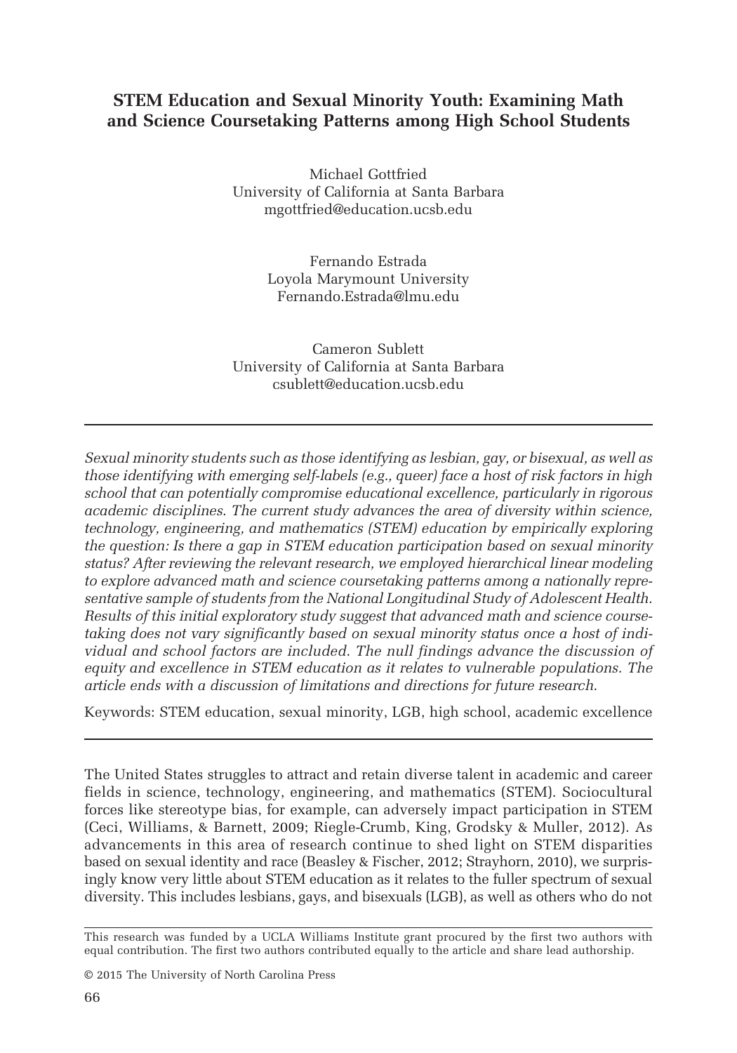# STEM Education and Sexual Minority Youth: Examining Math and Science Coursetaking Patterns among High School Students

Michael Gottfried
University of California at Santa Barbara
mgottfried@education.ucsb.edu

Fernando Estrada
Loyola Marymount University
Fernando.Estrada@lmu.edu

Cameron Sublett
University of California at Santa Barbara
csublett@education.ucsb.edu

---

*Sexual minority students such as those identifying as lesbian, gay, or bisexual, as well as those identifying with emerging self-labels (e.g., queer) face a host of risk factors in high school that can potentially compromise educational excellence, particularly in rigorous academic disciplines. The current study advances the area of diversity within science, technology, engineering, and mathematics (STEM) education by empirically exploring the question: Is there a gap in STEM education participation based on sexual minority status? After reviewing the relevant research, we employed hierarchical linear modeling to explore advanced math and science coursetaking patterns among a nationally representative sample of students from the National Longitudinal Study of Adolescent Health. Results of this initial exploratory study suggest that advanced math and science coursetaking does not vary significantly based on sexual minority status once a host of individual and school factors are included. The null findings advance the discussion of equity and excellence in STEM education as it relates to vulnerable populations. The article ends with a discussion of limitations and directions for future research.*

Keywords: STEM education, sexual minority, LGB, high school, academic excellence

---

The United States struggles to attract and retain diverse talent in academic and career fields in science, technology, engineering, and mathematics (STEM). Sociocultural forces like stereotype bias, for example, can adversely impact participation in STEM (Ceci, Williams, & Barnett, 2009; Riegle-Crumb, King, Grodsky & Muller, 2012). As advancements in this area of research continue to shed light on STEM disparities based on sexual identity and race (Beasley & Fischer, 2012; Strayhorn, 2010), we surprisingly know very little about STEM education as it relates to the fuller spectrum of sexual diversity. This includes lesbians, gays, and bisexuals (LGB), as well as others who do not

This research was funded by a UCLA Williams Institute grant procured by the first two authors with equal contribution. The first two authors contributed equally to the article and share lead authorship.

© 2015 The University of North Carolina Press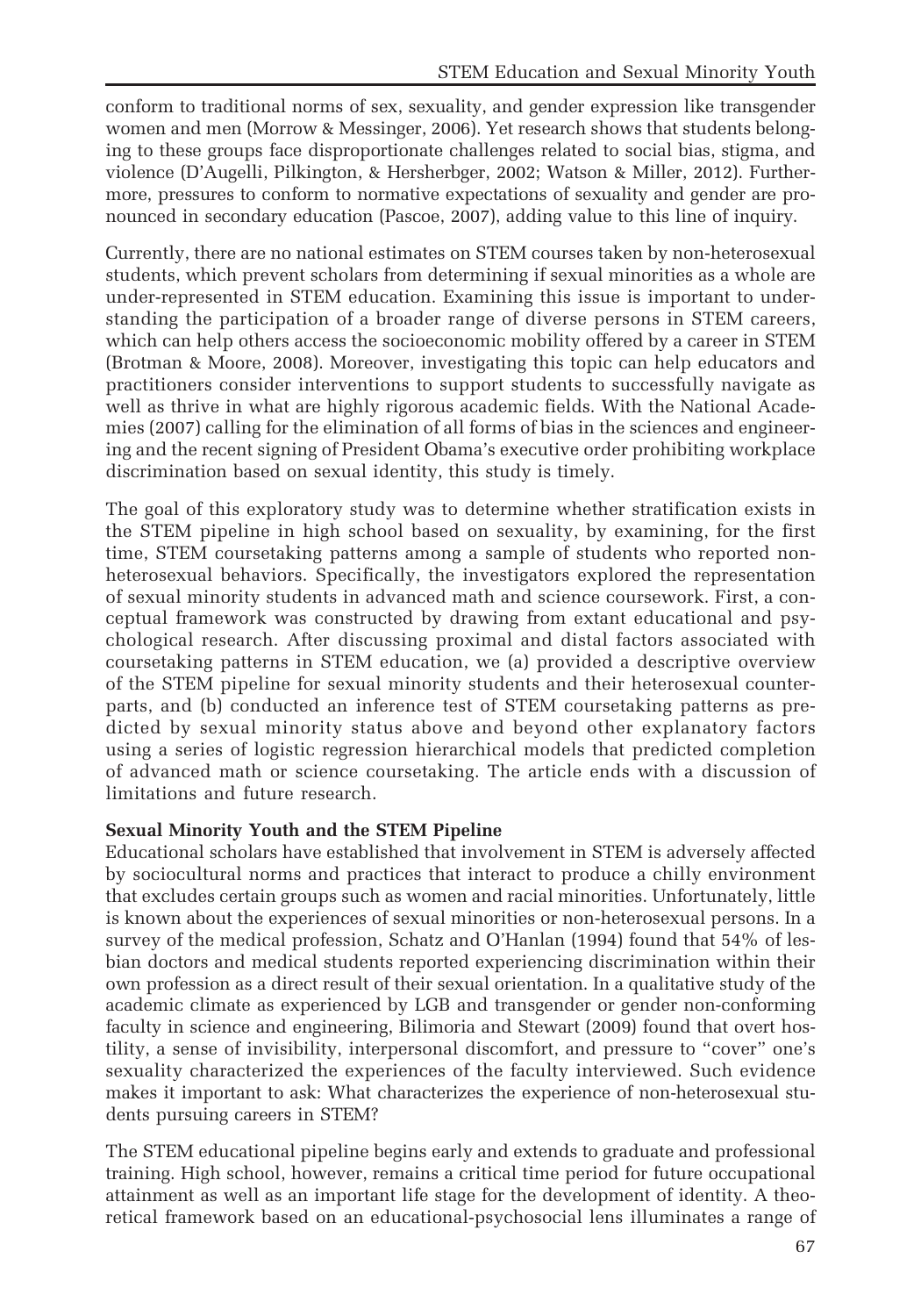conform to traditional norms of sex, sexuality, and gender expression like transgender women and men (Morrow & Messinger, 2006). Yet research shows that students belonging to these groups face disproportionate challenges related to social bias, stigma, and violence (D'Augelli, Pilkington, & Hersherbger, 2002; Watson & Miller, 2012). Furthermore, pressures to conform to normative expectations of sexuality and gender are pronounced in secondary education (Pascoe, 2007), adding value to this line of inquiry.

Currently, there are no national estimates on STEM courses taken by non-heterosexual students, which prevent scholars from determining if sexual minorities as a whole are under-represented in STEM education. Examining this issue is important to understanding the participation of a broader range of diverse persons in STEM careers, which can help others access the socioeconomic mobility offered by a career in STEM (Brotman & Moore, 2008). Moreover, investigating this topic can help educators and practitioners consider interventions to support students to successfully navigate as well as thrive in what are highly rigorous academic fields. With the National Academies (2007) calling for the elimination of all forms of bias in the sciences and engineering and the recent signing of President Obama's executive order prohibiting workplace discrimination based on sexual identity, this study is timely.

The goal of this exploratory study was to determine whether stratification exists in the STEM pipeline in high school based on sexuality, by examining, for the first time, STEM coursetaking patterns among a sample of students who reported non-heterosexual behaviors. Specifically, the investigators explored the representation of sexual minority students in advanced math and science coursework. First, a conceptual framework was constructed by drawing from extant educational and psychological research. After discussing proximal and distal factors associated with coursetaking patterns in STEM education, we (a) provided a descriptive overview of the STEM pipeline for sexual minority students and their heterosexual counterparts, and (b) conducted an inference test of STEM coursetaking patterns as predicted by sexual minority status above and beyond other explanatory factors using a series of logistic regression hierarchical models that predicted completion of advanced math or science coursetaking. The article ends with a discussion of limitations and future research.

**Sexual Minority Youth and the STEM Pipeline**

Educational scholars have established that involvement in STEM is adversely affected by sociocultural norms and practices that interact to produce a chilly environment that excludes certain groups such as women and racial minorities. Unfortunately, little is known about the experiences of sexual minorities or non-heterosexual persons. In a survey of the medical profession, Schatz and O'Hanlan (1994) found that 54% of lesbian doctors and medical students reported experiencing discrimination within their own profession as a direct result of their sexual orientation. In a qualitative study of the academic climate as experienced by LGB and transgender or gender non-conforming faculty in science and engineering, Bilimoria and Stewart (2009) found that overt hostility, a sense of invisibility, interpersonal discomfort, and pressure to "cover" one's sexuality characterized the experiences of the faculty interviewed. Such evidence makes it important to ask: What characterizes the experience of non-heterosexual students pursuing careers in STEM?

The STEM educational pipeline begins early and extends to graduate and professional training. High school, however, remains a critical time period for future occupational attainment as well as an important life stage for the development of identity. A theoretical framework based on an educational-psychosocial lens illuminates a range of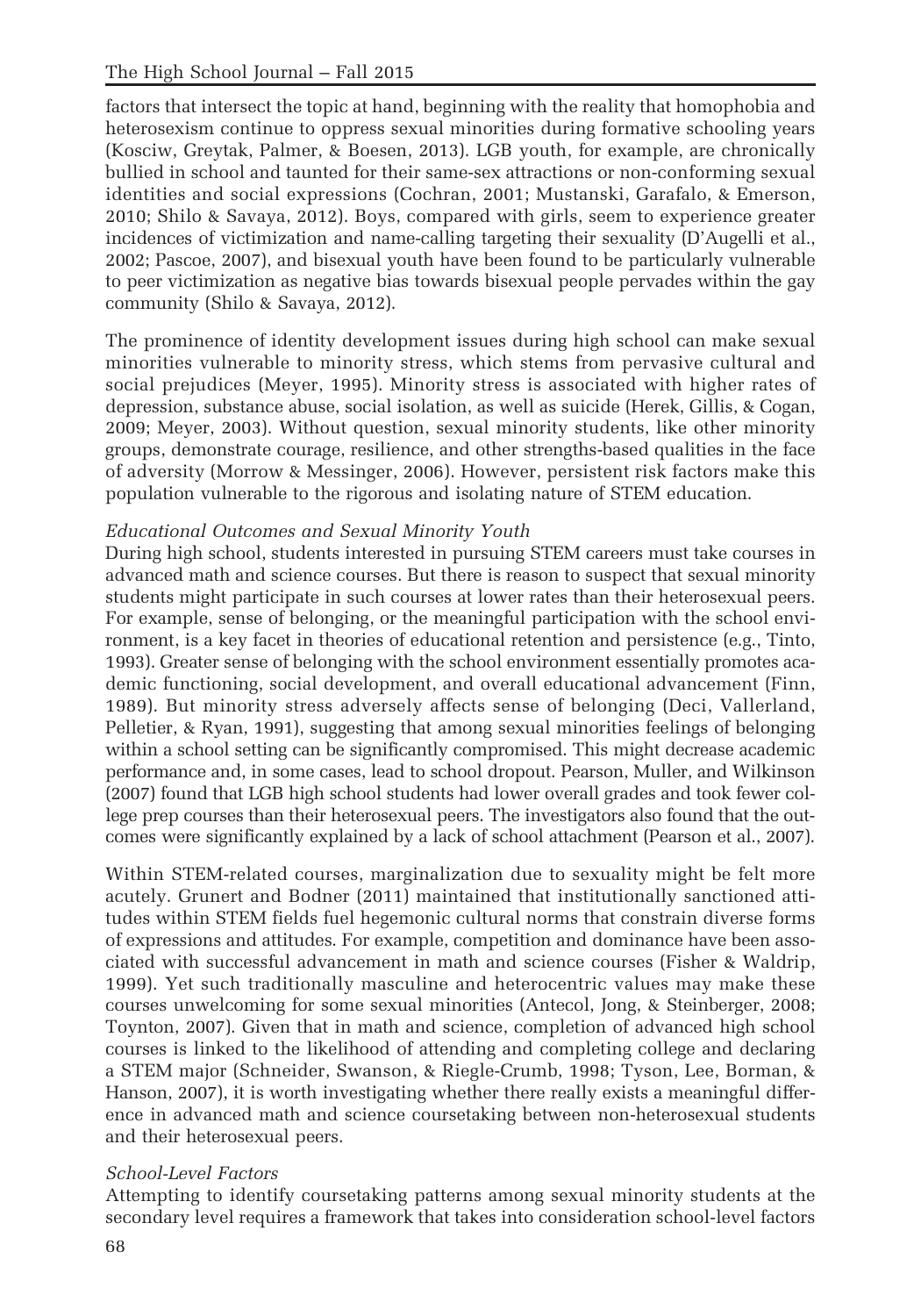factors that intersect the topic at hand, beginning with the reality that homophobia and heterosexism continue to oppress sexual minorities during formative schooling years (Kosciw, Greytak, Palmer, & Boesen, 2013). LGB youth, for example, are chronically bullied in school and taunted for their same-sex attractions or non-conforming sexual identities and social expressions (Cochran, 2001; Mustanski, Garafalo, & Emerson, 2010; Shilo & Savaya, 2012). Boys, compared with girls, seem to experience greater incidences of victimization and name-calling targeting their sexuality (D'Augelli et al., 2002; Pascoe, 2007), and bisexual youth have been found to be particularly vulnerable to peer victimization as negative bias towards bisexual people pervades within the gay community (Shilo & Savaya, 2012).

The prominence of identity development issues during high school can make sexual minorities vulnerable to minority stress, which stems from pervasive cultural and social prejudices (Meyer, 1995). Minority stress is associated with higher rates of depression, substance abuse, social isolation, as well as suicide (Herek, Gillis, & Cogan, 2009; Meyer, 2003). Without question, sexual minority students, like other minority groups, demonstrate courage, resilience, and other strengths-based qualities in the face of adversity (Morrow & Messinger, 2006). However, persistent risk factors make this population vulnerable to the rigorous and isolating nature of STEM education.

### *Educational Outcomes and Sexual Minority Youth*

During high school, students interested in pursuing STEM careers must take courses in advanced math and science courses. But there is reason to suspect that sexual minority students might participate in such courses at lower rates than their heterosexual peers. For example, sense of belonging, or the meaningful participation with the school environment, is a key facet in theories of educational retention and persistence (e.g., Tinto, 1993). Greater sense of belonging with the school environment essentially promotes academic functioning, social development, and overall educational advancement (Finn, 1989). But minority stress adversely affects sense of belonging (Deci, Vallerland, Pelletier, & Ryan, 1991), suggesting that among sexual minorities feelings of belonging within a school setting can be significantly compromised. This might decrease academic performance and, in some cases, lead to school dropout. Pearson, Muller, and Wilkinson (2007) found that LGB high school students had lower overall grades and took fewer college prep courses than their heterosexual peers. The investigators also found that the outcomes were significantly explained by a lack of school attachment (Pearson et al., 2007).

Within STEM-related courses, marginalization due to sexuality might be felt more acutely. Grunert and Bodner (2011) maintained that institutionally sanctioned attitudes within STEM fields fuel hegemonic cultural norms that constrain diverse forms of expressions and attitudes. For example, competition and dominance have been associated with successful advancement in math and science courses (Fisher & Waldrip, 1999). Yet such traditionally masculine and heterocentric values may make these courses unwelcoming for some sexual minorities (Antecol, Jong, & Steinberger, 2008; Toynton, 2007). Given that in math and science, completion of advanced high school courses is linked to the likelihood of attending and completing college and declaring a STEM major (Schneider, Swanson, & Riegle-Crumb, 1998; Tyson, Lee, Borman, & Hanson, 2007), it is worth investigating whether there really exists a meaningful difference in advanced math and science coursetaking between non-heterosexual students and their heterosexual peers.

### *School-Level Factors*

Attempting to identify coursetaking patterns among sexual minority students at the secondary level requires a framework that takes into consideration school-level factors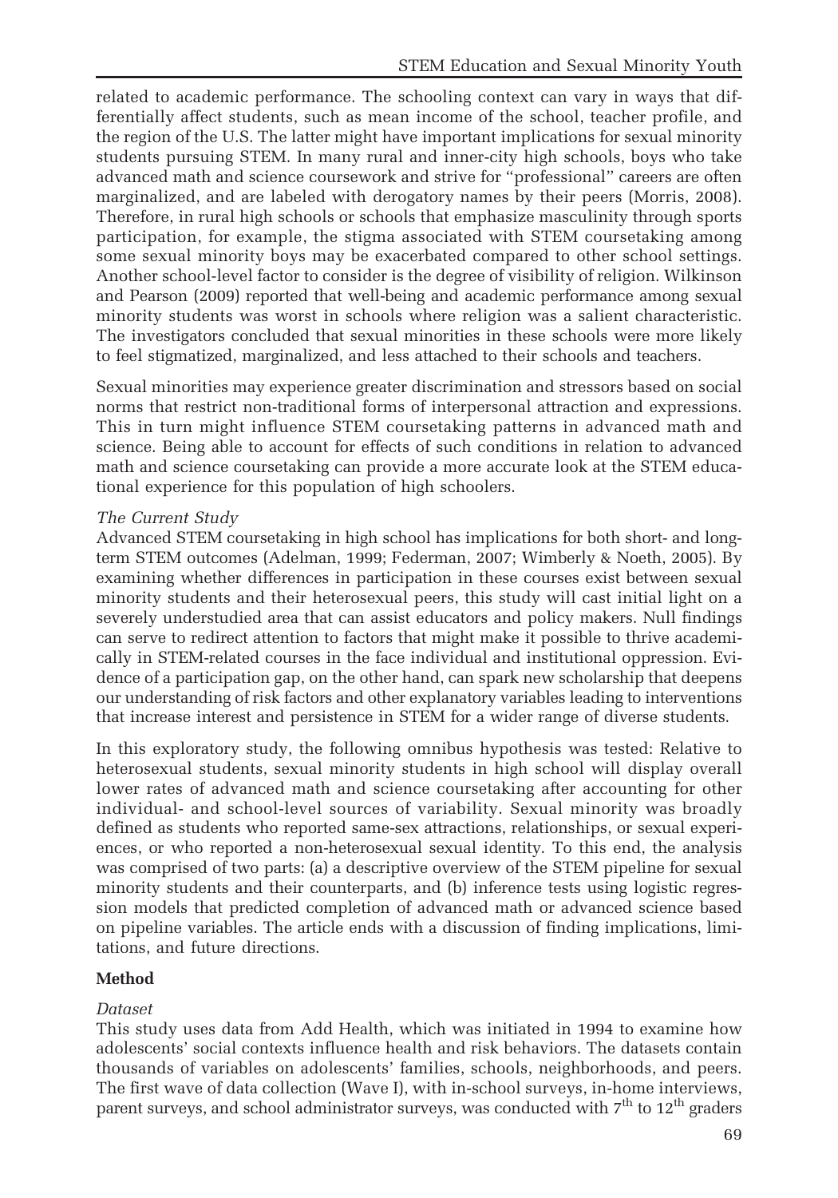related to academic performance. The schooling context can vary in ways that differentially affect students, such as mean income of the school, teacher profile, and the region of the U.S. The latter might have important implications for sexual minority students pursuing STEM. In many rural and inner-city high schools, boys who take advanced math and science coursework and strive for "professional" careers are often marginalized, and are labeled with derogatory names by their peers (Morris, 2008). Therefore, in rural high schools or schools that emphasize masculinity through sports participation, for example, the stigma associated with STEM coursetaking among some sexual minority boys may be exacerbated compared to other school settings. Another school-level factor to consider is the degree of visibility of religion. Wilkinson and Pearson (2009) reported that well-being and academic performance among sexual minority students was worst in schools where religion was a salient characteristic. The investigators concluded that sexual minorities in these schools were more likely to feel stigmatized, marginalized, and less attached to their schools and teachers.

Sexual minorities may experience greater discrimination and stressors based on social norms that restrict non-traditional forms of interpersonal attraction and expressions. This in turn might influence STEM coursetaking patterns in advanced math and science. Being able to account for effects of such conditions in relation to advanced math and science coursetaking can provide a more accurate look at the STEM educational experience for this population of high schoolers.

*The Current Study*

Advanced STEM coursetaking in high school has implications for both short- and long-term STEM outcomes (Adelman, 1999; Federman, 2007; Wimberly & Noeth, 2005). By examining whether differences in participation in these courses exist between sexual minority students and their heterosexual peers, this study will cast initial light on a severely understudied area that can assist educators and policy makers. Null findings can serve to redirect attention to factors that might make it possible to thrive academically in STEM-related courses in the face individual and institutional oppression. Evidence of a participation gap, on the other hand, can spark new scholarship that deepens our understanding of risk factors and other explanatory variables leading to interventions that increase interest and persistence in STEM for a wider range of diverse students.

In this exploratory study, the following omnibus hypothesis was tested: Relative to heterosexual students, sexual minority students in high school will display overall lower rates of advanced math and science coursetaking after accounting for other individual- and school-level sources of variability. Sexual minority was broadly defined as students who reported same-sex attractions, relationships, or sexual experiences, or who reported a non-heterosexual sexual identity. To this end, the analysis was comprised of two parts: (a) a descriptive overview of the STEM pipeline for sexual minority students and their counterparts, and (b) inference tests using logistic regression models that predicted completion of advanced math or advanced science based on pipeline variables. The article ends with a discussion of finding implications, limitations, and future directions.

## Method

*Dataset*

This study uses data from Add Health, which was initiated in 1994 to examine how adolescents' social contexts influence health and risk behaviors. The datasets contain thousands of variables on adolescents' families, schools, neighborhoods, and peers. The first wave of data collection (Wave I), with in-school surveys, in-home interviews, parent surveys, and school administrator surveys, was conducted with 7th to 12th graders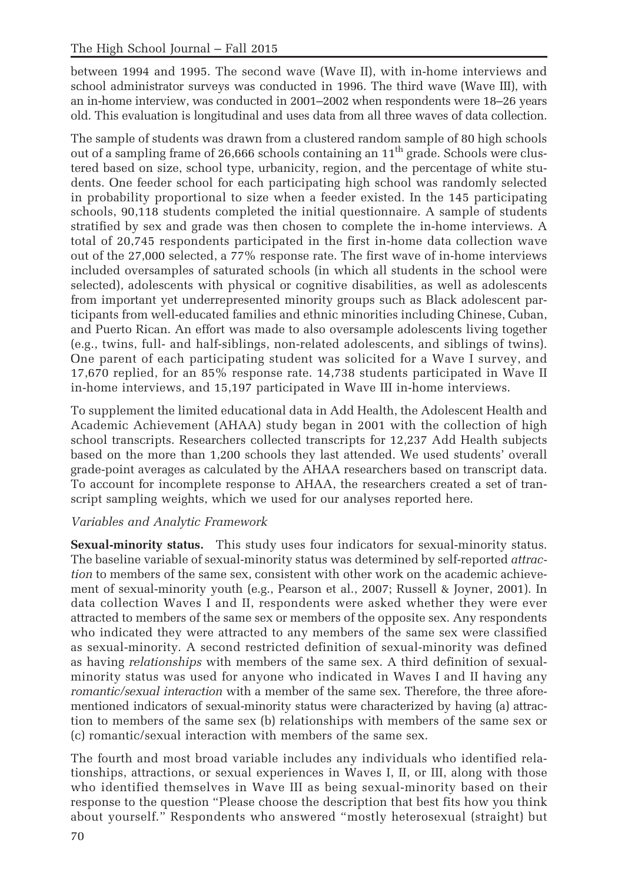between 1994 and 1995. The second wave (Wave II), with in-home interviews and school administrator surveys was conducted in 1996. The third wave (Wave III), with an in-home interview, was conducted in 2001–2002 when respondents were 18–26 years old. This evaluation is longitudinal and uses data from all three waves of data collection.

The sample of students was drawn from a clustered random sample of 80 high schools out of a sampling frame of 26,666 schools containing an 11th grade. Schools were clustered based on size, school type, urbanicity, region, and the percentage of white students. One feeder school for each participating high school was randomly selected in probability proportional to size when a feeder existed. In the 145 participating schools, 90,118 students completed the initial questionnaire. A sample of students stratified by sex and grade was then chosen to complete the in-home interviews. A total of 20,745 respondents participated in the first in-home data collection wave out of the 27,000 selected, a 77% response rate. The first wave of in-home interviews included oversamples of saturated schools (in which all students in the school were selected), adolescents with physical or cognitive disabilities, as well as adolescents from important yet underrepresented minority groups such as Black adolescent participants from well-educated families and ethnic minorities including Chinese, Cuban, and Puerto Rican. An effort was made to also oversample adolescents living together (e.g., twins, full- and half-siblings, non-related adolescents, and siblings of twins). One parent of each participating student was solicited for a Wave I survey, and 17,670 replied, for an 85% response rate. 14,738 students participated in Wave II in-home interviews, and 15,197 participated in Wave III in-home interviews.

To supplement the limited educational data in Add Health, the Adolescent Health and Academic Achievement (AHAA) study began in 2001 with the collection of high school transcripts. Researchers collected transcripts for 12,237 Add Health subjects based on the more than 1,200 schools they last attended. We used students' overall grade-point averages as calculated by the AHAA researchers based on transcript data. To account for incomplete response to AHAA, the researchers created a set of transcript sampling weights, which we used for our analyses reported here.

*Variables and Analytic Framework*

**Sexual-minority status.** This study uses four indicators for sexual-minority status. The baseline variable of sexual-minority status was determined by self-reported *attraction* to members of the same sex, consistent with other work on the academic achievement of sexual-minority youth (e.g., Pearson et al., 2007; Russell & Joyner, 2001). In data collection Waves I and II, respondents were asked whether they were ever attracted to members of the same sex or members of the opposite sex. Any respondents who indicated they were attracted to any members of the same sex were classified as sexual-minority. A second restricted definition of sexual-minority was defined as having *relationships* with members of the same sex. A third definition of sexual-minority status was used for anyone who indicated in Waves I and II having any *romantic/sexual interaction* with a member of the same sex. Therefore, the three aforementioned indicators of sexual-minority status were characterized by having (a) attraction to members of the same sex (b) relationships with members of the same sex or (c) romantic/sexual interaction with members of the same sex.

The fourth and most broad variable includes any individuals who identified relationships, attractions, or sexual experiences in Waves I, II, or III, along with those who identified themselves in Wave III as being sexual-minority based on their response to the question "Please choose the description that best fits how you think about yourself." Respondents who answered "mostly heterosexual (straight) but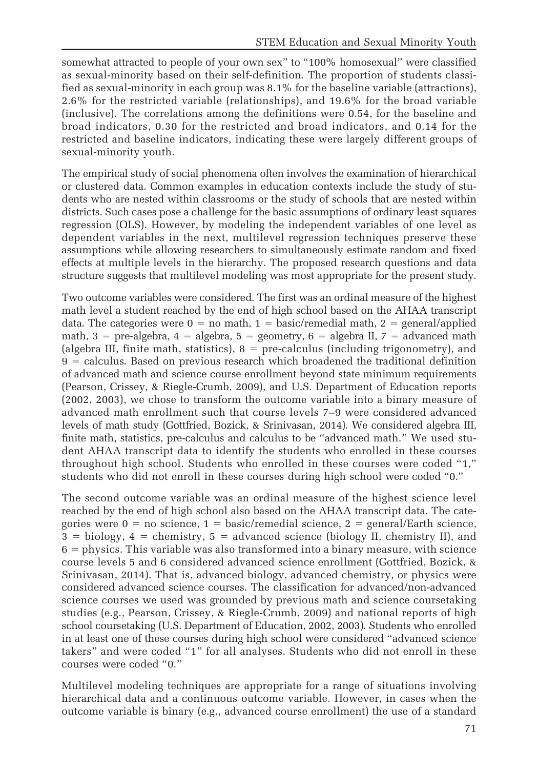somewhat attracted to people of your own sex" to "100% homosexual" were classified as sexual-minority based on their self-definition. The proportion of students classified as sexual-minority in each group was 8.1% for the baseline variable (attractions), 2.6% for the restricted variable (relationships), and 19.6% for the broad variable (inclusive). The correlations among the definitions were 0.54, for the baseline and broad indicators, 0.30 for the restricted and broad indicators, and 0.14 for the restricted and baseline indicators, indicating these were largely different groups of sexual-minority youth.

The empirical study of social phenomena often involves the examination of hierarchical or clustered data. Common examples in education contexts include the study of students who are nested within classrooms or the study of schools that are nested within districts. Such cases pose a challenge for the basic assumptions of ordinary least squares regression (OLS). However, by modeling the independent variables of one level as dependent variables in the next, multilevel regression techniques preserve these assumptions while allowing researchers to simultaneously estimate random and fixed effects at multiple levels in the hierarchy. The proposed research questions and data structure suggests that multilevel modeling was most appropriate for the present study.

Two outcome variables were considered. The first was an ordinal measure of the highest math level a student reached by the end of high school based on the AHAA transcript data. The categories were 0 = no math, 1 = basic/remedial math, 2 = general/applied math, 3 = pre-algebra, 4 = algebra, 5 = geometry, 6 = algebra II, 7 = advanced math (algebra III, finite math, statistics), 8 = pre-calculus (including trigonometry), and 9 = calculus. Based on previous research which broadened the traditional definition of advanced math and science course enrollment beyond state minimum requirements (Pearson, Crissey, & Riegle-Crumb, 2009), and U.S. Department of Education reports (2002, 2003), we chose to transform the outcome variable into a binary measure of advanced math enrollment such that course levels 7–9 were considered advanced levels of math study (Gottfried, Bozick, & Srinivasan, 2014). We considered algebra III, finite math, statistics, pre-calculus and calculus to be "advanced math." We used student AHAA transcript data to identify the students who enrolled in these courses throughout high school. Students who enrolled in these courses were coded "1," students who did not enroll in these courses during high school were coded "0."

The second outcome variable was an ordinal measure of the highest science level reached by the end of high school also based on the AHAA transcript data. The categories were 0 = no science, 1 = basic/remedial science, 2 = general/Earth science, 3 = biology, 4 = chemistry, 5 = advanced science (biology II, chemistry II), and 6 = physics. This variable was also transformed into a binary measure, with science course levels 5 and 6 considered advanced science enrollment (Gottfried, Bozick, & Srinivasan, 2014). That is, advanced biology, advanced chemistry, or physics were considered advanced science courses. The classification for advanced/non-advanced science courses we used was grounded by previous math and science coursetaking studies (e.g., Pearson, Crissey, & Riegle-Crumb, 2009) and national reports of high school coursetaking (U.S. Department of Education, 2002, 2003). Students who enrolled in at least one of these courses during high school were considered "advanced science takers" and were coded "1" for all analyses. Students who did not enroll in these courses were coded "0."

Multilevel modeling techniques are appropriate for a range of situations involving hierarchical data and a continuous outcome variable. However, in cases when the outcome variable is binary (e.g., advanced course enrollment) the use of a standard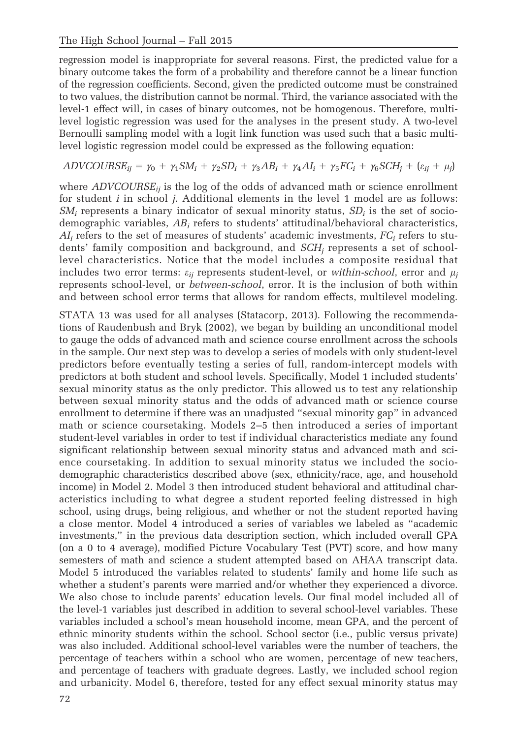regression model is inappropriate for several reasons. First, the predicted value for a binary outcome takes the form of a probability and therefore cannot be a linear function of the regression coefficients. Second, given the predicted outcome must be constrained to two values, the distribution cannot be normal. Third, the variance associated with the level-1 effect will, in cases of binary outcomes, not be homogenous. Therefore, multilevel logistic regression was used for the analyses in the present study. A two-level Bernoulli sampling model with a logit link function was used such that a basic multilevel logistic regression model could be expressed as the following equation:

$$ADVCOURSE_{ij} = \gamma_0 + \gamma_1 SM_i + \gamma_2 SD_i + \gamma_3 AB_i + \gamma_4 AI_i + \gamma_5 FC_i + \gamma_6 SCH_j + (\varepsilon_{ij} + \mu_j)$$

where $ADVCOURSE_{ij}$ is the log of the odds of advanced math or science enrollment for student $i$ in school $j$. Additional elements in the level 1 model are as follows: $SM_i$ represents a binary indicator of sexual minority status, $SD_i$ is the set of socio-demographic variables, $AB_i$ refers to students' attitudinal/behavioral characteristics, $AI_i$ refers to the set of measures of students' academic investments, $FC_i$ refers to students' family composition and background, and $SCH_j$ represents a set of school-level characteristics. Notice that the model includes a composite residual that includes two error terms: $\varepsilon_{ij}$ represents student-level, or *within-school*, error and $\mu_j$ represents school-level, or *between-school*, error. It is the inclusion of both within and between school error terms that allows for random effects, multilevel modeling.

STATA 13 was used for all analyses (Statacorp, 2013). Following the recommendations of Raudenbush and Bryk (2002), we began by building an unconditional model to gauge the odds of advanced math and science course enrollment across the schools in the sample. Our next step was to develop a series of models with only student-level predictors before eventually testing a series of full, random-intercept models with predictors at both student and school levels. Specifically, Model 1 included students' sexual minority status as the only predictor. This allowed us to test any relationship between sexual minority status and the odds of advanced math or science course enrollment to determine if there was an unadjusted "sexual minority gap" in advanced math or science coursetaking. Models 2–5 then introduced a series of important student-level variables in order to test if individual characteristics mediate any found significant relationship between sexual minority status and advanced math and science coursetaking. In addition to sexual minority status we included the socio-demographic characteristics described above (sex, ethnicity/race, age, and household income) in Model 2. Model 3 then introduced student behavioral and attitudinal characteristics including to what degree a student reported feeling distressed in high school, using drugs, being religious, and whether or not the student reported having a close mentor. Model 4 introduced a series of variables we labeled as "academic investments," in the previous data description section, which included overall GPA (on a 0 to 4 average), modified Picture Vocabulary Test (PVT) score, and how many semesters of math and science a student attempted based on AHAA transcript data. Model 5 introduced the variables related to students' family and home life such as whether a student's parents were married and/or whether they experienced a divorce. We also chose to include parents' education levels. Our final model included all of the level-1 variables just described in addition to several school-level variables. These variables included a school's mean household income, mean GPA, and the percent of ethnic minority students within the school. School sector (i.e., public versus private) was also included. Additional school-level variables were the number of teachers, the percentage of teachers within a school who are women, percentage of new teachers, and percentage of teachers with graduate degrees. Lastly, we included school region and urbanicity. Model 6, therefore, tested for any effect sexual minority status may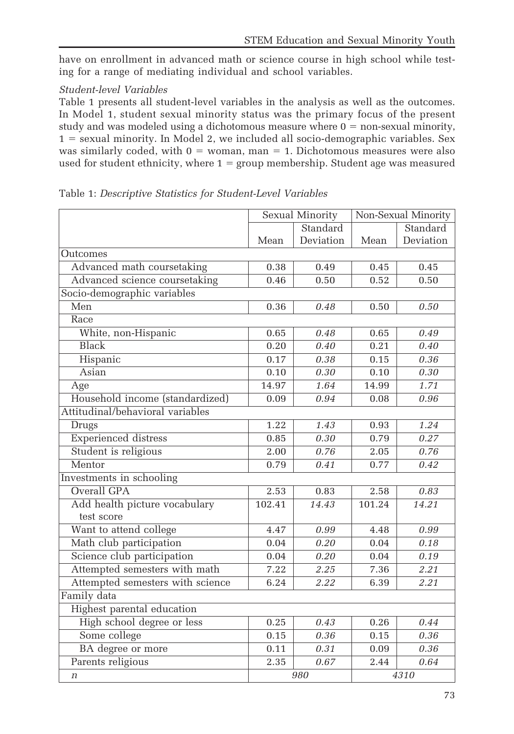have on enrollment in advanced math or science course in high school while testing for a range of mediating individual and school variables.

*Student-level Variables*

Table 1 presents all student-level variables in the analysis as well as the outcomes. In Model 1, student sexual minority status was the primary focus of the present study and was modeled using a dichotomous measure where 0 = non-sexual minority, 1 = sexual minority. In Model 2, we included all socio-demographic variables. Sex was similarly coded, with 0 = woman, man = 1. Dichotomous measures were also used for student ethnicity, where 1 = group membership. Student age was measured

Table 1: *Descriptive Statistics for Student-Level Variables*

| | Sexual Minority | | Non-Sexual Minority | |
|---|---|---|---|---|
| | Mean | Standard Deviation | Mean | Standard Deviation |
| Outcomes | | | | |
| Advanced math coursetaking | 0.38 | 0.49 | 0.45 | 0.45 |
| Advanced science coursetaking | 0.46 | 0.50 | 0.52 | 0.50 |
| Socio-demographic variables | | | | |
| Men | 0.36 | *0.48* | 0.50 | *0.50* |
| Race | | | | |
| White, non-Hispanic | 0.65 | *0.48* | 0.65 | *0.49* |
| Black | 0.20 | *0.40* | 0.21 | *0.40* |
| Hispanic | 0.17 | *0.38* | 0.15 | *0.36* |
| Asian | 0.10 | *0.30* | 0.10 | *0.30* |
| Age | 14.97 | *1.64* | 14.99 | *1.71* |
| Household income (standardized) | 0.09 | *0.94* | 0.08 | *0.96* |
| Attitudinal/behavioral variables | | | | |
| Drugs | 1.22 | *1.43* | 0.93 | *1.24* |
| Experienced distress | 0.85 | *0.30* | 0.79 | *0.27* |
| Student is religious | 2.00 | *0.76* | 2.05 | *0.76* |
| Mentor | 0.79 | *0.41* | 0.77 | *0.42* |
| Investments in schooling | | | | |
| Overall GPA | 2.53 | 0.83 | 2.58 | *0.83* |
| Add health picture vocabulary test score | 102.41 | *14.43* | 101.24 | *14.21* |
| Want to attend college | 4.47 | *0.99* | 4.48 | *0.99* |
| Math club participation | 0.04 | *0.20* | 0.04 | *0.18* |
| Science club participation | 0.04 | *0.20* | 0.04 | *0.19* |
| Attempted semesters with math | 7.22 | *2.25* | 7.36 | *2.21* |
| Attempted semesters with science | 6.24 | *2.22* | 6.39 | *2.21* |
| Family data | | | | |
| Highest parental education | | | | |
| High school degree or less | 0.25 | *0.43* | 0.26 | *0.44* |
| Some college | 0.15 | *0.36* | 0.15 | *0.36* |
| BA degree or more | 0.11 | *0.31* | 0.09 | *0.36* |
| Parents religious | 2.35 | *0.67* | 2.44 | *0.64* |
| *n* | *980* | | *4310* | |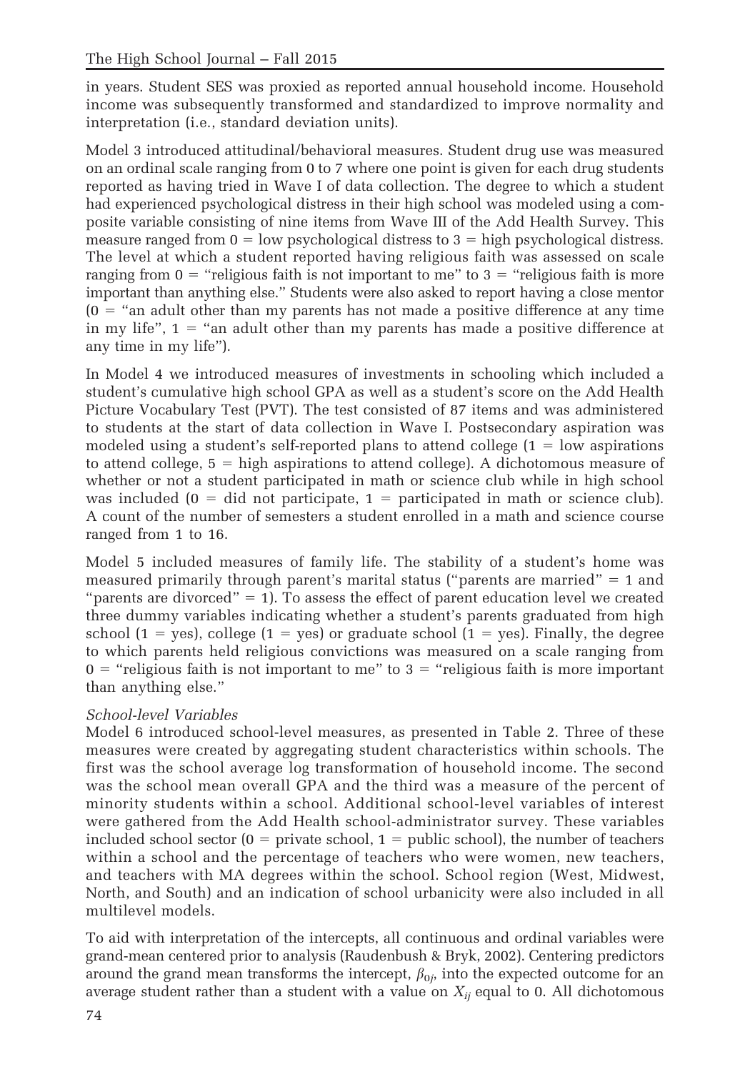in years. Student SES was proxied as reported annual household income. Household income was subsequently transformed and standardized to improve normality and interpretation (i.e., standard deviation units).

Model 3 introduced attitudinal/behavioral measures. Student drug use was measured on an ordinal scale ranging from 0 to 7 where one point is given for each drug students reported as having tried in Wave I of data collection. The degree to which a student had experienced psychological distress in their high school was modeled using a composite variable consisting of nine items from Wave III of the Add Health Survey. This measure ranged from 0 = low psychological distress to 3 = high psychological distress. The level at which a student reported having religious faith was assessed on scale ranging from 0 = "religious faith is not important to me" to 3 = "religious faith is more important than anything else." Students were also asked to report having a close mentor (0 = "an adult other than my parents has not made a positive difference at any time in my life", 1 = "an adult other than my parents has made a positive difference at any time in my life").

In Model 4 we introduced measures of investments in schooling which included a student's cumulative high school GPA as well as a student's score on the Add Health Picture Vocabulary Test (PVT). The test consisted of 87 items and was administered to students at the start of data collection in Wave I. Postsecondary aspiration was modeled using a student's self-reported plans to attend college (1 = low aspirations to attend college, 5 = high aspirations to attend college). A dichotomous measure of whether or not a student participated in math or science club while in high school was included (0 = did not participate, 1 = participated in math or science club). A count of the number of semesters a student enrolled in a math and science course ranged from 1 to 16.

Model 5 included measures of family life. The stability of a student's home was measured primarily through parent's marital status ("parents are married" = 1 and "parents are divorced" = 1). To assess the effect of parent education level we created three dummy variables indicating whether a student's parents graduated from high school (1 = yes), college (1 = yes) or graduate school (1 = yes). Finally, the degree to which parents held religious convictions was measured on a scale ranging from 0 = "religious faith is not important to me" to 3 = "religious faith is more important than anything else."

*School-level Variables*

Model 6 introduced school-level measures, as presented in Table 2. Three of these measures were created by aggregating student characteristics within schools. The first was the school average log transformation of household income. The second was the school mean overall GPA and the third was a measure of the percent of minority students within a school. Additional school-level variables of interest were gathered from the Add Health school-administrator survey. These variables included school sector (0 = private school, 1 = public school), the number of teachers within a school and the percentage of teachers who were women, new teachers, and teachers with MA degrees within the school. School region (West, Midwest, North, and South) and an indication of school urbanicity were also included in all multilevel models.

To aid with interpretation of the intercepts, all continuous and ordinal variables were grand-mean centered prior to analysis (Raudenbush & Bryk, 2002). Centering predictors around the grand mean transforms the intercept, $\beta_{0j}$, into the expected outcome for an average student rather than a student with a value on $X_{ij}$ equal to 0. All dichotomous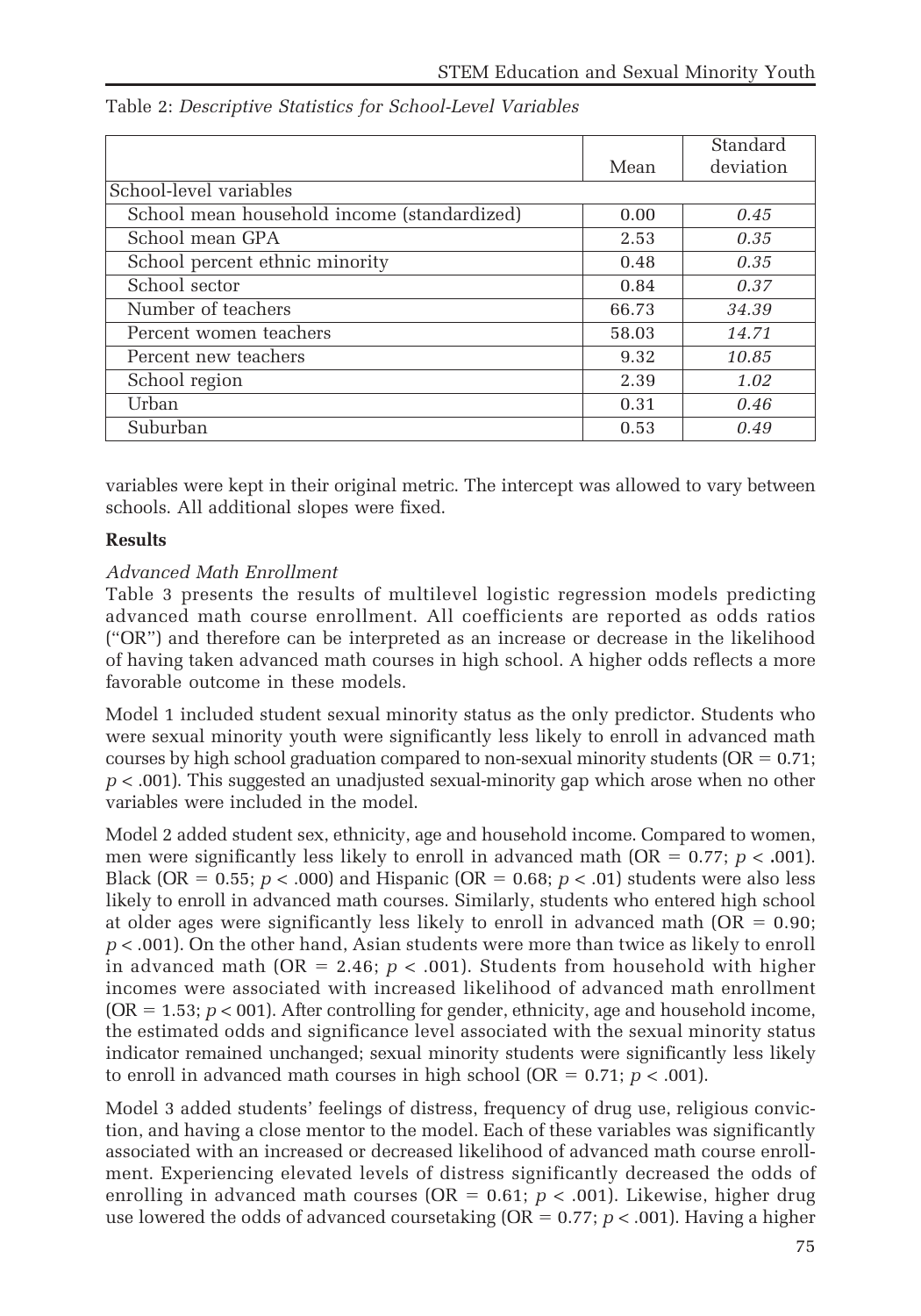Table 2: *Descriptive Statistics for School-Level Variables*

| | Mean | Standard deviation |
|---|---|---|
| School-level variables | | |
| School mean household income (standardized) | 0.00 | *0.45* |
| School mean GPA | 2.53 | *0.35* |
| School percent ethnic minority | 0.48 | *0.35* |
| School sector | 0.84 | *0.37* |
| Number of teachers | 66.73 | *34.39* |
| Percent women teachers | 58.03 | *14.71* |
| Percent new teachers | 9.32 | *10.85* |
| School region | 2.39 | *1.02* |
| Urban | 0.31 | *0.46* |
| Suburban | 0.53 | *0.49* |

variables were kept in their original metric. The intercept was allowed to vary between schools. All additional slopes were fixed.

**Results**

*Advanced Math Enrollment*

Table 3 presents the results of multilevel logistic regression models predicting advanced math course enrollment. All coefficients are reported as odds ratios ("OR") and therefore can be interpreted as an increase or decrease in the likelihood of having taken advanced math courses in high school. A higher odds reflects a more favorable outcome in these models.

Model 1 included student sexual minority status as the only predictor. Students who were sexual minority youth were significantly less likely to enroll in advanced math courses by high school graduation compared to non-sexual minority students (OR = 0.71; $p < .001$). This suggested an unadjusted sexual-minority gap which arose when no other variables were included in the model.

Model 2 added student sex, ethnicity, age and household income. Compared to women, men were significantly less likely to enroll in advanced math (OR = 0.77; $p < .001$). Black (OR = 0.55; $p < .000$) and Hispanic (OR = 0.68; $p < .01$) students were also less likely to enroll in advanced math courses. Similarly, students who entered high school at older ages were significantly less likely to enroll in advanced math (OR = 0.90; $p < .001$). On the other hand, Asian students were more than twice as likely to enroll in advanced math (OR = 2.46; $p < .001$). Students from household with higher incomes were associated with increased likelihood of advanced math enrollment (OR = 1.53; $p < 001$). After controlling for gender, ethnicity, age and household income, the estimated odds and significance level associated with the sexual minority status indicator remained unchanged; sexual minority students were significantly less likely to enroll in advanced math courses in high school (OR = 0.71; $p < .001$).

Model 3 added students' feelings of distress, frequency of drug use, religious conviction, and having a close mentor to the model. Each of these variables was significantly associated with an increased or decreased likelihood of advanced math course enrollment. Experiencing elevated levels of distress significantly decreased the odds of enrolling in advanced math courses (OR = 0.61; $p < .001$). Likewise, higher drug use lowered the odds of advanced coursetaking (OR = 0.77; $p < .001$). Having a higher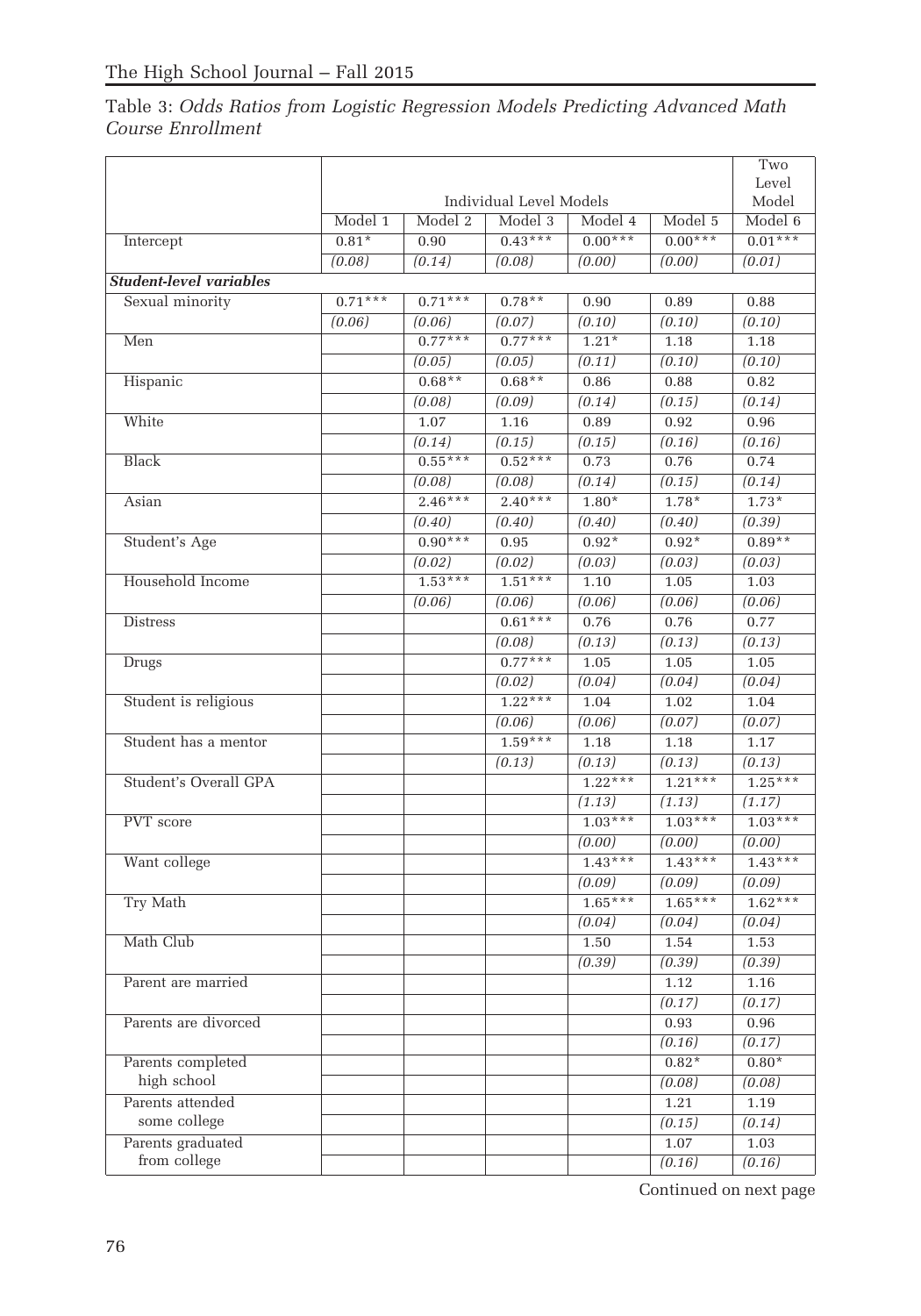Table 3: *Odds Ratios from Logistic Regression Models Predicting Advanced Math Course Enrollment*

| | Individual Level Models | | | | | Two Level Model |
|---|---|---|---|---|---|---|
| | Model 1 | Model 2 | Model 3 | Model 4 | Model 5 | Model 6 |
| Intercept | 0.81* | 0.90 | 0.43*** | 0.00*** | 0.00*** | 0.01*** |
| | *(0.08)* | *(0.14)* | *(0.08)* | *(0.00)* | *(0.00)* | *(0.01)* |
| ***Student-level variables*** | | | | | | |
| Sexual minority | 0.71*** | 0.71*** | 0.78** | 0.90 | 0.89 | 0.88 |
| | *(0.06)* | *(0.06)* | *(0.07)* | *(0.10)* | *(0.10)* | *(0.10)* |
| Men | | 0.77*** | 0.77*** | 1.21* | 1.18 | 1.18 |
| | | *(0.05)* | *(0.05)* | *(0.11)* | *(0.10)* | *(0.10)* |
| Hispanic | | 0.68** | 0.68** | 0.86 | 0.88 | 0.82 |
| | | *(0.08)* | *(0.09)* | *(0.14)* | *(0.15)* | *(0.14)* |
| White | | 1.07 | 1.16 | 0.89 | 0.92 | 0.96 |
| | | *(0.14)* | *(0.15)* | *(0.15)* | *(0.16)* | *(0.16)* |
| Black | | 0.55*** | 0.52*** | 0.73 | 0.76 | 0.74 |
| | | *(0.08)* | *(0.08)* | *(0.14)* | *(0.15)* | *(0.14)* |
| Asian | | 2.46*** | 2.40*** | 1.80* | 1.78* | 1.73* |
| | | *(0.40)* | *(0.40)* | *(0.40)* | *(0.40)* | *(0.39)* |
| Student's Age | | 0.90*** | 0.95 | 0.92* | 0.92* | 0.89** |
| | | *(0.02)* | *(0.02)* | *(0.03)* | *(0.03)* | *(0.03)* |
| Household Income | | 1.53*** | 1.51*** | 1.10 | 1.05 | 1.03 |
| | | *(0.06)* | *(0.06)* | *(0.06)* | *(0.06)* | *(0.06)* |
| Distress | | | 0.61*** | 0.76 | 0.76 | 0.77 |
| | | | *(0.08)* | *(0.13)* | *(0.13)* | *(0.13)* |
| Drugs | | | 0.77*** | 1.05 | 1.05 | 1.05 |
| | | | *(0.02)* | *(0.04)* | *(0.04)* | *(0.04)* |
| Student is religious | | | 1.22*** | 1.04 | 1.02 | 1.04 |
| | | | *(0.06)* | *(0.06)* | *(0.07)* | *(0.07)* |
| Student has a mentor | | | 1.59*** | 1.18 | 1.18 | 1.17 |
| | | | *(0.13)* | *(0.13)* | *(0.13)* | *(0.13)* |
| Student's Overall GPA | | | | 1.22*** | 1.21*** | 1.25*** |
| | | | | *(1.13)* | *(1.13)* | *(1.17)* |
| PVT score | | | | 1.03*** | 1.03*** | 1.03*** |
| | | | | *(0.00)* | *(0.00)* | *(0.00)* |
| Want college | | | | 1.43*** | 1.43*** | 1.43*** |
| | | | | *(0.09)* | *(0.09)* | *(0.09)* |
| Try Math | | | | 1.65*** | 1.65*** | 1.62*** |
| | | | | *(0.04)* | *(0.04)* | *(0.04)* |
| Math Club | | | | 1.50 | 1.54 | 1.53 |
| | | | | *(0.39)* | *(0.39)* | *(0.39)* |
| Parent are married | | | | | 1.12 | 1.16 |
| | | | | | *(0.17)* | *(0.17)* |
| Parents are divorced | | | | | 0.93 | 0.96 |
| | | | | | *(0.16)* | *(0.17)* |
| Parents completed high school | | | | | 0.82* | 0.80* |
| | | | | | *(0.08)* | *(0.08)* |
| Parents attended some college | | | | | 1.21 | 1.19 |
| | | | | | *(0.15)* | *(0.14)* |
| Parents graduated from college | | | | | 1.07 | 1.03 |
| | | | | | *(0.16)* | *(0.16)* |

Continued on next page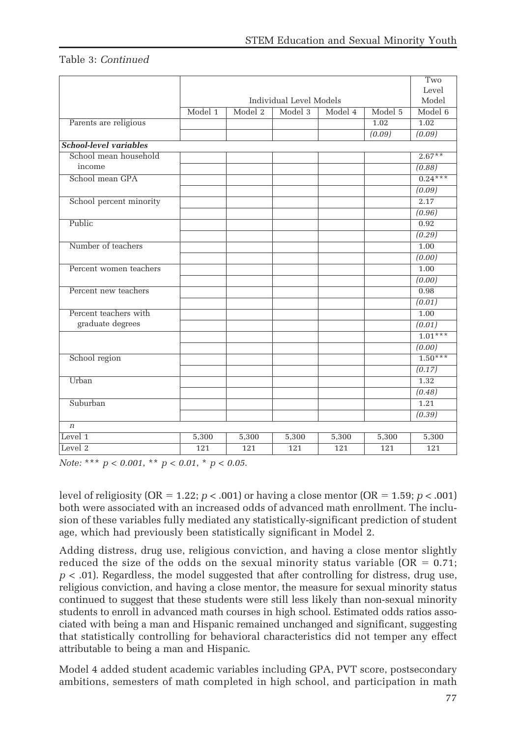Table 3: *Continued*

| | Individual Level Models | | | | | Two Level Model |
|---|---|---|---|---|---|---|
| | Model 1 | Model 2 | Model 3 | Model 4 | Model 5 | Model 6 |
| Parents are religious | | | | | 1.02 | 1.02 |
| | | | | | *(0.09)* | *(0.09)* |
| ***School-level variables*** | | | | | | |
| School mean household income | | | | | | 2.67** |
| | | | | | | *(0.88)* |
| School mean GPA | | | | | | 0.24*** |
| | | | | | | *(0.09)* |
| School percent minority | | | | | | 2.17 |
| | | | | | | *(0.96)* |
| Public | | | | | | 0.92 |
| | | | | | | *(0.29)* |
| Number of teachers | | | | | | 1.00 |
| | | | | | | *(0.00)* |
| Percent women teachers | | | | | | 1.00 |
| | | | | | | *(0.00)* |
| Percent new teachers | | | | | | 0.98 |
| | | | | | | *(0.01)* |
| Percent teachers with graduate degrees | | | | | | 1.00 |
| | | | | | | *(0.01)* |
| | | | | | | 1.01*** |
| | | | | | | *(0.00)* |
| School region | | | | | | 1.50*** |
| | | | | | | *(0.17)* |
| Urban | | | | | | 1.32 |
| | | | | | | *(0.48)* |
| Suburban | | | | | | 1.21 |
| | | | | | | *(0.39)* |
| *n* | | | | | | |
| Level 1 | 5,300 | 5,300 | 5,300 | 5,300 | 5,300 | 5,300 |
| Level 2 | 121 | 121 | 121 | 121 | 121 | 121 |

*Note:* *** $p < 0.001$, ** $p < 0.01$, * $p < 0.05$.

level of religiosity (OR = 1.22; $p < .001$) or having a close mentor (OR = 1.59; $p < .001$) both were associated with an increased odds of advanced math enrollment. The inclusion of these variables fully mediated any statistically-significant prediction of student age, which had previously been statistically significant in Model 2.

Adding distress, drug use, religious conviction, and having a close mentor slightly reduced the size of the odds on the sexual minority status variable (OR = 0.71; $p < .01$). Regardless, the model suggested that after controlling for distress, drug use, religious conviction, and having a close mentor, the measure for sexual minority status continued to suggest that these students were still less likely than non-sexual minority students to enroll in advanced math courses in high school. Estimated odds ratios associated with being a man and Hispanic remained unchanged and significant, suggesting that statistically controlling for behavioral characteristics did not temper any effect attributable to being a man and Hispanic.

Model 4 added student academic variables including GPA, PVT score, postsecondary ambitions, semesters of math completed in high school, and participation in math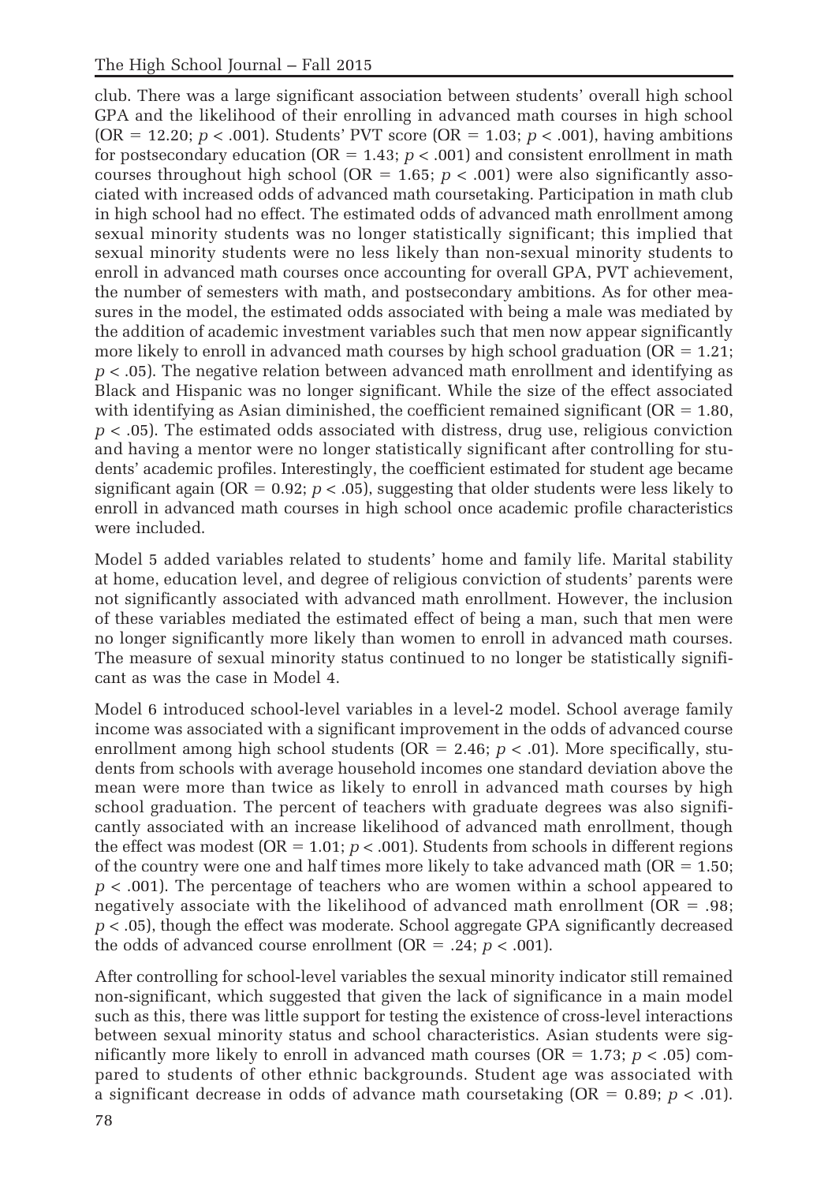club. There was a large significant association between students' overall high school GPA and the likelihood of their enrolling in advanced math courses in high school (OR = 12.20; $p < .001$). Students' PVT score (OR = 1.03; $p < .001$), having ambitions for postsecondary education (OR = 1.43; $p < .001$) and consistent enrollment in math courses throughout high school (OR = 1.65; $p < .001$) were also significantly associated with increased odds of advanced math coursetaking. Participation in math club in high school had no effect. The estimated odds of advanced math enrollment among sexual minority students was no longer statistically significant; this implied that sexual minority students were no less likely than non-sexual minority students to enroll in advanced math courses once accounting for overall GPA, PVT achievement, the number of semesters with math, and postsecondary ambitions. As for other measures in the model, the estimated odds associated with being a male was mediated by the addition of academic investment variables such that men now appear significantly more likely to enroll in advanced math courses by high school graduation (OR = 1.21; $p < .05$). The negative relation between advanced math enrollment and identifying as Black and Hispanic was no longer significant. While the size of the effect associated with identifying as Asian diminished, the coefficient remained significant (OR = 1.80, $p < .05$). The estimated odds associated with distress, drug use, religious conviction and having a mentor were no longer statistically significant after controlling for students' academic profiles. Interestingly, the coefficient estimated for student age became significant again (OR = 0.92; $p < .05$), suggesting that older students were less likely to enroll in advanced math courses in high school once academic profile characteristics were included.

Model 5 added variables related to students' home and family life. Marital stability at home, education level, and degree of religious conviction of students' parents were not significantly associated with advanced math enrollment. However, the inclusion of these variables mediated the estimated effect of being a man, such that men were no longer significantly more likely than women to enroll in advanced math courses. The measure of sexual minority status continued to no longer be statistically significant as was the case in Model 4.

Model 6 introduced school-level variables in a level-2 model. School average family income was associated with a significant improvement in the odds of advanced course enrollment among high school students (OR = 2.46; $p < .01$). More specifically, students from schools with average household incomes one standard deviation above the mean were more than twice as likely to enroll in advanced math courses by high school graduation. The percent of teachers with graduate degrees was also significantly associated with an increase likelihood of advanced math enrollment, though the effect was modest (OR = 1.01; $p < .001$). Students from schools in different regions of the country were one and half times more likely to take advanced math (OR = 1.50; $p < .001$). The percentage of teachers who are women within a school appeared to negatively associate with the likelihood of advanced math enrollment (OR = .98; $p < .05$), though the effect was moderate. School aggregate GPA significantly decreased the odds of advanced course enrollment (OR = .24; $p < .001$).

After controlling for school-level variables the sexual minority indicator still remained non-significant, which suggested that given the lack of significance in a main model such as this, there was little support for testing the existence of cross-level interactions between sexual minority status and school characteristics. Asian students were significantly more likely to enroll in advanced math courses (OR = 1.73; $p < .05$) compared to students of other ethnic backgrounds. Student age was associated with a significant decrease in odds of advance math coursetaking (OR = 0.89; $p < .01$).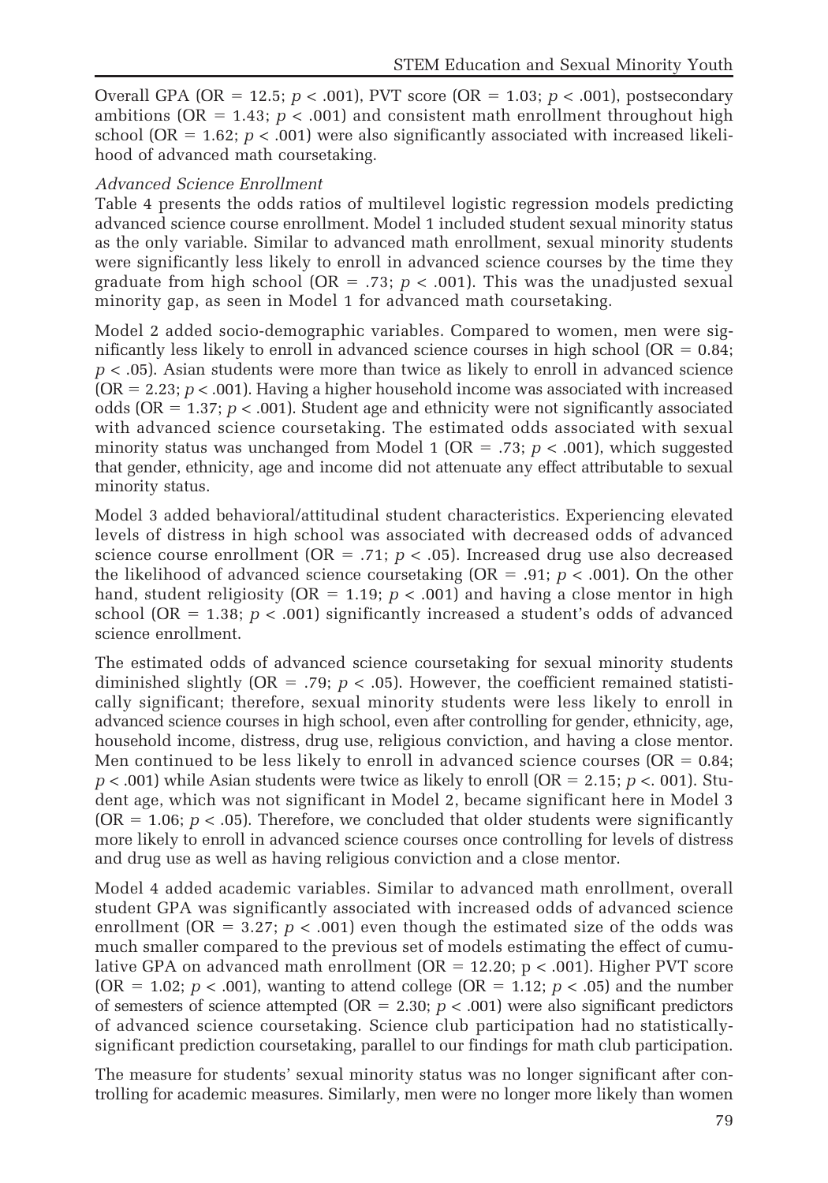Overall GPA (OR = 12.5; $p < .001$), PVT score (OR = 1.03; $p < .001$), postsecondary ambitions (OR = 1.43; $p < .001$) and consistent math enrollment throughout high school (OR = 1.62; $p < .001$) were also significantly associated with increased likelihood of advanced math coursetaking.

*Advanced Science Enrollment*

Table 4 presents the odds ratios of multilevel logistic regression models predicting advanced science course enrollment. Model 1 included student sexual minority status as the only variable. Similar to advanced math enrollment, sexual minority students were significantly less likely to enroll in advanced science courses by the time they graduate from high school (OR = .73; $p < .001$). This was the unadjusted sexual minority gap, as seen in Model 1 for advanced math coursetaking.

Model 2 added socio-demographic variables. Compared to women, men were significantly less likely to enroll in advanced science courses in high school (OR = 0.84; $p < .05$). Asian students were more than twice as likely to enroll in advanced science (OR = 2.23; $p < .001$). Having a higher household income was associated with increased odds (OR = 1.37; $p < .001$). Student age and ethnicity were not significantly associated with advanced science coursetaking. The estimated odds associated with sexual minority status was unchanged from Model 1 (OR = .73; $p < .001$), which suggested that gender, ethnicity, age and income did not attenuate any effect attributable to sexual minority status.

Model 3 added behavioral/attitudinal student characteristics. Experiencing elevated levels of distress in high school was associated with decreased odds of advanced science course enrollment (OR = .71; $p < .05$). Increased drug use also decreased the likelihood of advanced science coursetaking (OR = .91; $p < .001$). On the other hand, student religiosity (OR = 1.19; $p < .001$) and having a close mentor in high school (OR = 1.38; $p < .001$) significantly increased a student's odds of advanced science enrollment.

The estimated odds of advanced science coursetaking for sexual minority students diminished slightly (OR = .79; $p < .05$). However, the coefficient remained statistically significant; therefore, sexual minority students were less likely to enroll in advanced science courses in high school, even after controlling for gender, ethnicity, age, household income, distress, drug use, religious conviction, and having a close mentor. Men continued to be less likely to enroll in advanced science courses (OR = 0.84; $p < .001$) while Asian students were twice as likely to enroll (OR = 2.15; $p <. 001$). Student age, which was not significant in Model 2, became significant here in Model 3 (OR = 1.06; $p < .05$). Therefore, we concluded that older students were significantly more likely to enroll in advanced science courses once controlling for levels of distress and drug use as well as having religious conviction and a close mentor.

Model 4 added academic variables. Similar to advanced math enrollment, overall student GPA was significantly associated with increased odds of advanced science enrollment (OR = 3.27; $p < .001$) even though the estimated size of the odds was much smaller compared to the previous set of models estimating the effect of cumulative GPA on advanced math enrollment (OR = 12.20; $p < .001$). Higher PVT score (OR = 1.02; $p < .001$), wanting to attend college (OR = 1.12; $p < .05$) and the number of semesters of science attempted (OR = 2.30; $p < .001$) were also significant predictors of advanced science coursetaking. Science club participation had no statistically-significant prediction coursetaking, parallel to our findings for math club participation.

The measure for students' sexual minority status was no longer significant after controlling for academic measures. Similarly, men were no longer more likely than women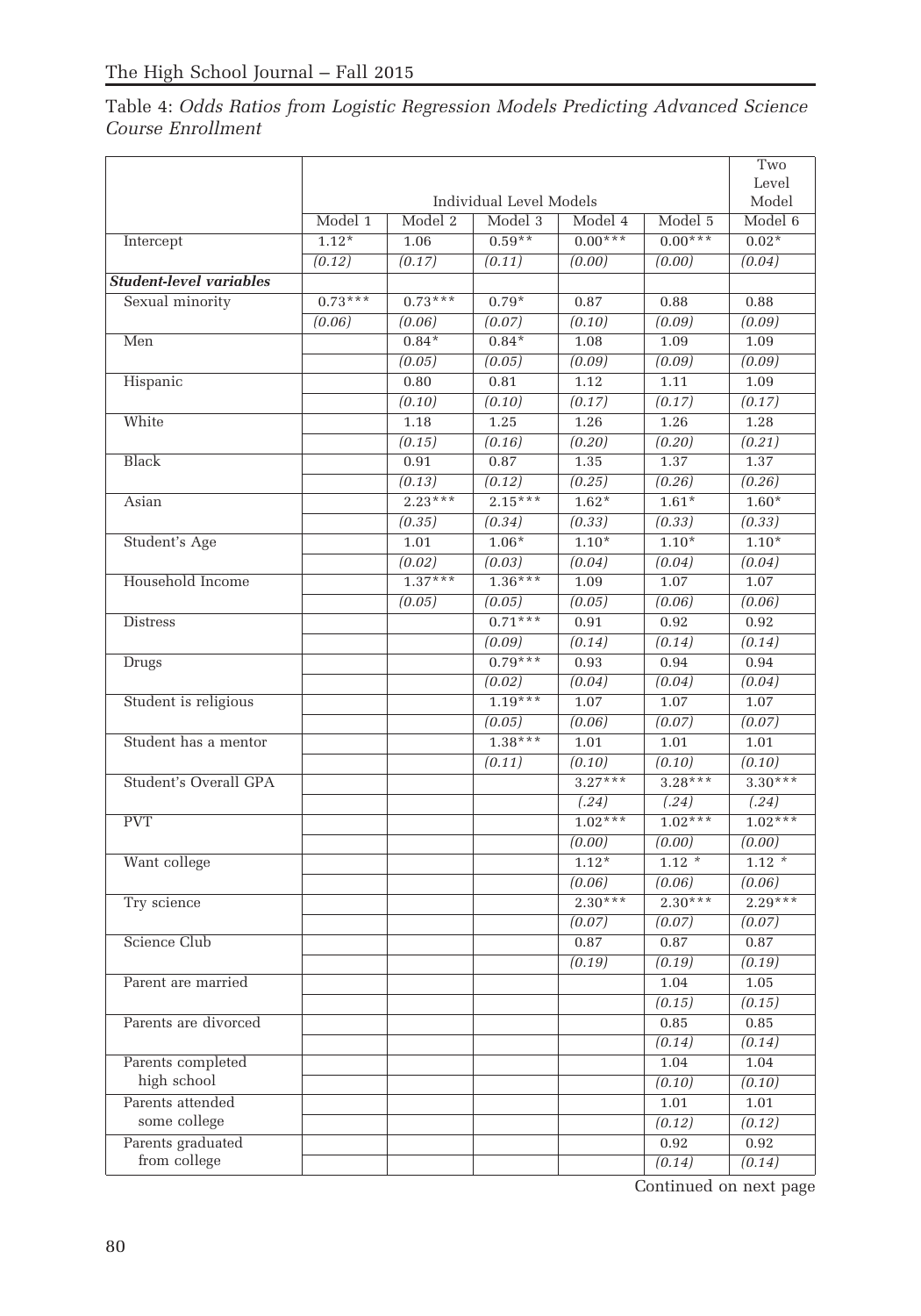Table 4: *Odds Ratios from Logistic Regression Models Predicting Advanced Science Course Enrollment*

| | Individual Level Models | | | | | Two Level Model |
|---|---|---|---|---|---|---|
| | Model 1 | Model 2 | Model 3 | Model 4 | Model 5 | Model 6 |
| Intercept | 1.12* | 1.06 | 0.59** | 0.00*** | 0.00*** | 0.02* |
| | *(0.12)* | *(0.17)* | *(0.11)* | *(0.00)* | *(0.00)* | *(0.04)* |
| ***Student-level variables*** | | | | | | |
| Sexual minority | 0.73*** | 0.73*** | 0.79* | 0.87 | 0.88 | 0.88 |
| | *(0.06)* | *(0.06)* | *(0.07)* | *(0.10)* | *(0.09)* | *(0.09)* |
| Men | | 0.84* | 0.84* | 1.08 | 1.09 | 1.09 |
| | | *(0.05)* | *(0.05)* | *(0.09)* | *(0.09)* | *(0.09)* |
| Hispanic | | 0.80 | 0.81 | 1.12 | 1.11 | 1.09 |
| | | *(0.10)* | *(0.10)* | *(0.17)* | *(0.17)* | *(0.17)* |
| White | | 1.18 | 1.25 | 1.26 | 1.26 | 1.28 |
| | | *(0.15)* | *(0.16)* | *(0.20)* | *(0.20)* | *(0.21)* |
| Black | | 0.91 | 0.87 | 1.35 | 1.37 | 1.37 |
| | | *(0.13)* | *(0.12)* | *(0.25)* | *(0.26)* | *(0.26)* |
| Asian | | 2.23*** | 2.15*** | 1.62* | 1.61* | 1.60* |
| | | *(0.35)* | *(0.34)* | *(0.33)* | *(0.33)* | *(0.33)* |
| Student's Age | | 1.01 | 1.06* | 1.10* | 1.10* | 1.10* |
| | | *(0.02)* | *(0.03)* | *(0.04)* | *(0.04)* | *(0.04)* |
| Household Income | | 1.37*** | 1.36*** | 1.09 | 1.07 | 1.07 |
| | | *(0.05)* | *(0.05)* | *(0.05)* | *(0.06)* | *(0.06)* |
| Distress | | | 0.71*** | 0.91 | 0.92 | 0.92 |
| | | | *(0.09)* | *(0.14)* | *(0.14)* | *(0.14)* |
| Drugs | | | 0.79*** | 0.93 | 0.94 | 0.94 |
| | | | *(0.02)* | *(0.04)* | *(0.04)* | *(0.04)* |
| Student is religious | | | 1.19*** | 1.07 | 1.07 | 1.07 |
| | | | *(0.05)* | *(0.06)* | *(0.07)* | *(0.07)* |
| Student has a mentor | | | 1.38*** | 1.01 | 1.01 | 1.01 |
| | | | *(0.11)* | *(0.10)* | *(0.10)* | *(0.10)* |
| Student's Overall GPA | | | | 3.27*** | 3.28*** | 3.30*** |
| | | | | *(.24)* | *(.24)* | *(.24)* |
| PVT | | | | 1.02*** | 1.02*** | 1.02*** |
| | | | | *(0.00)* | *(0.00)* | *(0.00)* |
| Want college | | | | 1.12* | 1.12 * | 1.12 * |
| | | | | *(0.06)* | *(0.06)* | *(0.06)* |
| Try science | | | | 2.30*** | 2.30*** | 2.29*** |
| | | | | *(0.07)* | *(0.07)* | *(0.07)* |
| Science Club | | | | 0.87 | 0.87 | 0.87 |
| | | | | *(0.19)* | *(0.19)* | *(0.19)* |
| Parent are married | | | | | 1.04 | 1.05 |
| | | | | | *(0.15)* | *(0.15)* |
| Parents are divorced | | | | | 0.85 | 0.85 |
| | | | | | *(0.14)* | *(0.14)* |
| Parents completed high school | | | | | 1.04 | 1.04 |
| | | | | | *(0.10)* | *(0.10)* |
| Parents attended some college | | | | | 1.01 | 1.01 |
| | | | | | *(0.12)* | *(0.12)* |
| Parents graduated from college | | | | | 0.92 | 0.92 |
| | | | | | *(0.14)* | *(0.14)* |

Continued on next page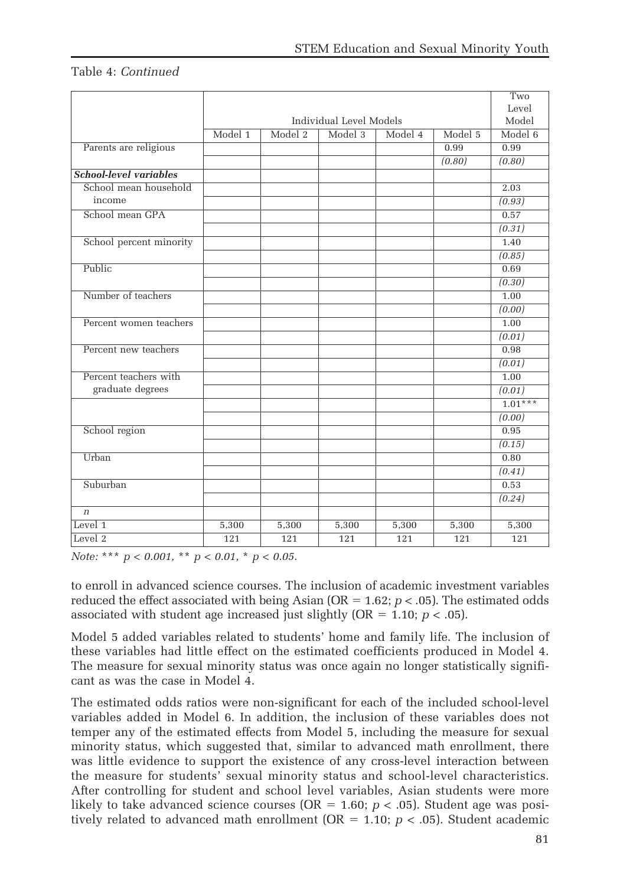Table 4: *Continued*

| | Individual Level Models | | | | | Two Level Model |
|---|---|---|---|---|---|---|
| | Model 1 | Model 2 | Model 3 | Model 4 | Model 5 | Model 6 |
| Parents are religious | | | | | 0.99 | 0.99 |
| | | | | | *(0.80)* | *(0.80)* |
| ***School-level variables*** | | | | | | |
| School mean household income | | | | | | 2.03 |
| | | | | | | *(0.93)* |
| School mean GPA | | | | | | 0.57 |
| | | | | | | *(0.31)* |
| School percent minority | | | | | | 1.40 |
| | | | | | | *(0.85)* |
| Public | | | | | | 0.69 |
| | | | | | | *(0.30)* |
| Number of teachers | | | | | | 1.00 |
| | | | | | | *(0.00)* |
| Percent women teachers | | | | | | 1.00 |
| | | | | | | *(0.01)* |
| Percent new teachers | | | | | | 0.98 |
| | | | | | | *(0.01)* |
| Percent teachers with graduate degrees | | | | | | 1.00 |
| | | | | | | *(0.01)* |
| | | | | | | 1.01*** |
| | | | | | | *(0.00)* |
| School region | | | | | | 0.95 |
| | | | | | | *(0.15)* |
| Urban | | | | | | 0.80 |
| | | | | | | *(0.41)* |
| Suburban | | | | | | 0.53 |
| | | | | | | *(0.24)* |
| *n* | | | | | | |
| Level 1 | 5,300 | 5,300 | 5,300 | 5,300 | 5,300 | 5,300 |
| Level 2 | 121 | 121 | 121 | 121 | 121 | 121 |

*Note: *** $p < 0.001$, ** $p < 0.01$, * $p < 0.05$.*

to enroll in advanced science courses. The inclusion of academic investment variables reduced the effect associated with being Asian (OR = 1.62; $p < .05$). The estimated odds associated with student age increased just slightly (OR = 1.10; $p < .05$).

Model 5 added variables related to students' home and family life. The inclusion of these variables had little effect on the estimated coefficients produced in Model 4. The measure for sexual minority status was once again no longer statistically significant as was the case in Model 4.

The estimated odds ratios were non-significant for each of the included school-level variables added in Model 6. In addition, the inclusion of these variables does not temper any of the estimated effects from Model 5, including the measure for sexual minority status, which suggested that, similar to advanced math enrollment, there was little evidence to support the existence of any cross-level interaction between the measure for students' sexual minority status and school-level characteristics. After controlling for student and school level variables, Asian students were more likely to take advanced science courses (OR = 1.60; $p < .05$). Student age was positively related to advanced math enrollment (OR = 1.10; $p < .05$). Student academic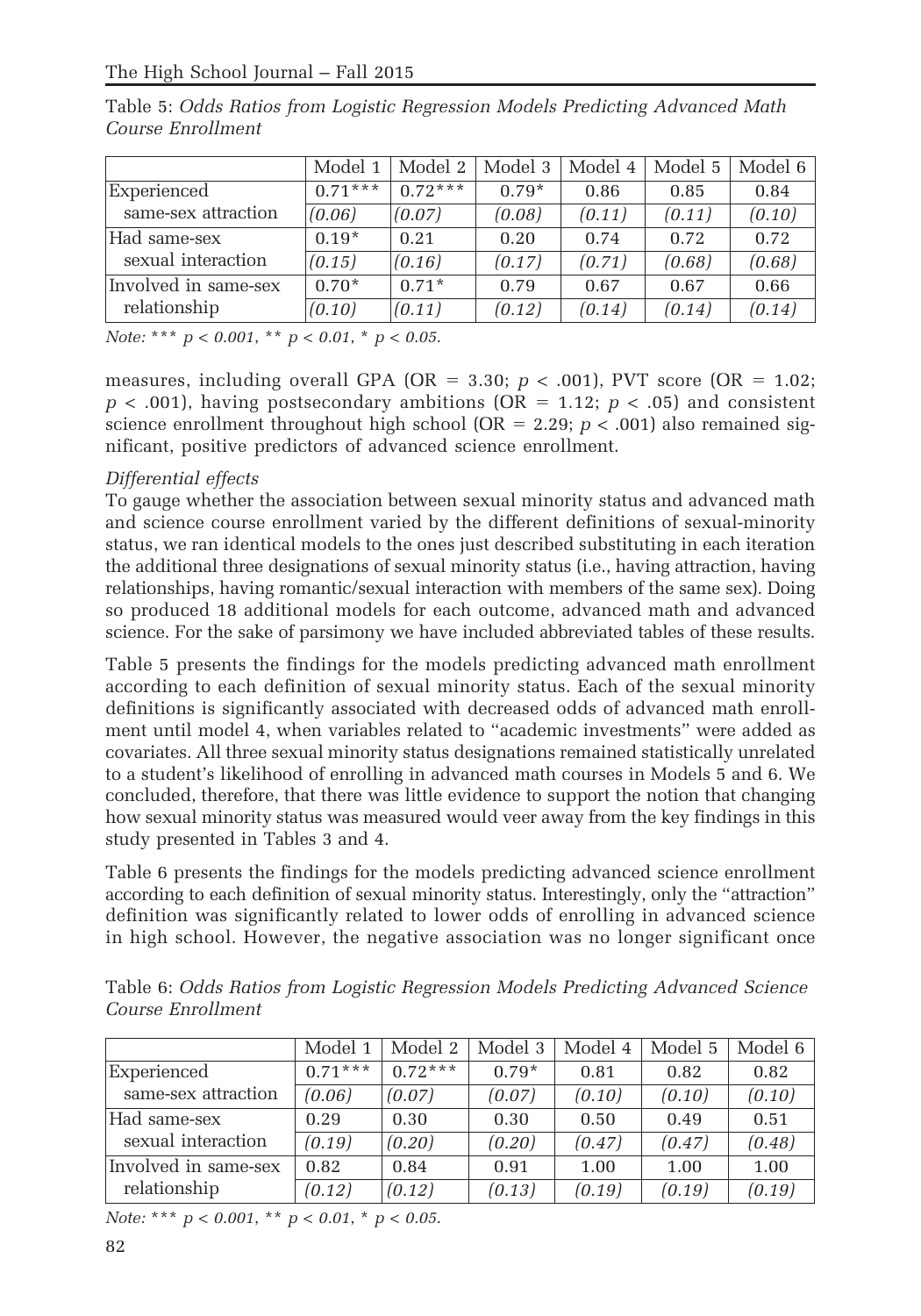Table 5: *Odds Ratios from Logistic Regression Models Predicting Advanced Math Course Enrollment*

| | Model 1 | Model 2 | Model 3 | Model 4 | Model 5 | Model 6 |
|---|---|---|---|---|---|---|
| Experienced same-sex attraction | 0.71*** | 0.72*** | 0.79* | 0.86 | 0.85 | 0.84 |
| | *(0.06)* | *(0.07)* | *(0.08)* | *(0.11)* | *(0.11)* | *(0.10)* |
| Had same-sex sexual interaction | 0.19* | 0.21 | 0.20 | 0.74 | 0.72 | 0.72 |
| | *(0.15)* | *(0.16)* | *(0.17)* | *(0.71)* | *(0.68)* | *(0.68)* |
| Involved in same-sex relationship | 0.70* | 0.71* | 0.79 | 0.67 | 0.67 | 0.66 |
| | *(0.10)* | *(0.11)* | *(0.12)* | *(0.14)* | *(0.14)* | *(0.14)* |

*Note: *** $p < 0.001$, ** $p < 0.01$, * $p < 0.05$.*

measures, including overall GPA (OR = 3.30; $p < .001$), PVT score (OR = 1.02; $p < .001$), having postsecondary ambitions (OR = 1.12; $p < .05$) and consistent science enrollment throughout high school (OR = 2.29; $p < .001$) also remained significant, positive predictors of advanced science enrollment.

*Differential effects*

To gauge whether the association between sexual minority status and advanced math and science course enrollment varied by the different definitions of sexual-minority status, we ran identical models to the ones just described substituting in each iteration the additional three designations of sexual minority status (i.e., having attraction, having relationships, having romantic/sexual interaction with members of the same sex). Doing so produced 18 additional models for each outcome, advanced math and advanced science. For the sake of parsimony we have included abbreviated tables of these results.

Table 5 presents the findings for the models predicting advanced math enrollment according to each definition of sexual minority status. Each of the sexual minority definitions is significantly associated with decreased odds of advanced math enrollment until model 4, when variables related to "academic investments" were added as covariates. All three sexual minority status designations remained statistically unrelated to a student's likelihood of enrolling in advanced math courses in Models 5 and 6. We concluded, therefore, that there was little evidence to support the notion that changing how sexual minority status was measured would veer away from the key findings in this study presented in Tables 3 and 4.

Table 6 presents the findings for the models predicting advanced science enrollment according to each definition of sexual minority status. Interestingly, only the "attraction" definition was significantly related to lower odds of enrolling in advanced science in high school. However, the negative association was no longer significant once

Table 6: *Odds Ratios from Logistic Regression Models Predicting Advanced Science Course Enrollment*

| | Model 1 | Model 2 | Model 3 | Model 4 | Model 5 | Model 6 |
|---|---|---|---|---|---|---|
| Experienced same-sex attraction | 0.71*** | 0.72*** | 0.79* | 0.81 | 0.82 | 0.82 |
| | *(0.06)* | *(0.07)* | *(0.07)* | *(0.10)* | *(0.10)* | *(0.10)* |
| Had same-sex sexual interaction | 0.29 | 0.30 | 0.30 | 0.50 | 0.49 | 0.51 |
| | *(0.19)* | *(0.20)* | *(0.20)* | *(0.47)* | *(0.47)* | *(0.48)* |
| Involved in same-sex relationship | 0.82 | 0.84 | 0.91 | 1.00 | 1.00 | 1.00 |
| | *(0.12)* | *(0.12)* | *(0.13)* | *(0.19)* | *(0.19)* | *(0.19)* |

*Note: *** $p < 0.001$, ** $p < 0.01$, * $p < 0.05$.*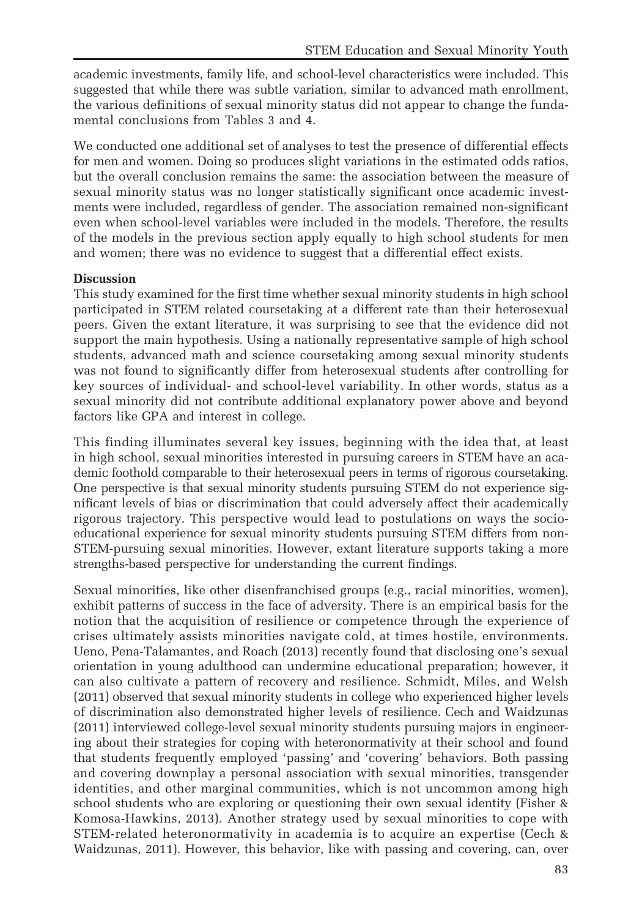academic investments, family life, and school-level characteristics were included. This suggested that while there was subtle variation, similar to advanced math enrollment, the various definitions of sexual minority status did not appear to change the fundamental conclusions from Tables 3 and 4.

We conducted one additional set of analyses to test the presence of differential effects for men and women. Doing so produces slight variations in the estimated odds ratios, but the overall conclusion remains the same: the association between the measure of sexual minority status was no longer statistically significant once academic investments were included, regardless of gender. The association remained non-significant even when school-level variables were included in the models. Therefore, the results of the models in the previous section apply equally to high school students for men and women; there was no evidence to suggest that a differential effect exists.

## Discussion

This study examined for the first time whether sexual minority students in high school participated in STEM related coursetaking at a different rate than their heterosexual peers. Given the extant literature, it was surprising to see that the evidence did not support the main hypothesis. Using a nationally representative sample of high school students, advanced math and science coursetaking among sexual minority students was not found to significantly differ from heterosexual students after controlling for key sources of individual- and school-level variability. In other words, status as a sexual minority did not contribute additional explanatory power above and beyond factors like GPA and interest in college.

This finding illuminates several key issues, beginning with the idea that, at least in high school, sexual minorities interested in pursuing careers in STEM have an academic foothold comparable to their heterosexual peers in terms of rigorous coursetaking. One perspective is that sexual minority students pursuing STEM do not experience significant levels of bias or discrimination that could adversely affect their academically rigorous trajectory. This perspective would lead to postulations on ways the socio-educational experience for sexual minority students pursuing STEM differs from non-STEM-pursuing sexual minorities. However, extant literature supports taking a more strengths-based perspective for understanding the current findings.

Sexual minorities, like other disenfranchised groups (e.g., racial minorities, women), exhibit patterns of success in the face of adversity. There is an empirical basis for the notion that the acquisition of resilience or competence through the experience of crises ultimately assists minorities navigate cold, at times hostile, environments. Ueno, Pena-Talamantes, and Roach (2013) recently found that disclosing one's sexual orientation in young adulthood can undermine educational preparation; however, it can also cultivate a pattern of recovery and resilience. Schmidt, Miles, and Welsh (2011) observed that sexual minority students in college who experienced higher levels of discrimination also demonstrated higher levels of resilience. Cech and Waidzunas (2011) interviewed college-level sexual minority students pursuing majors in engineering about their strategies for coping with heteronormativity at their school and found that students frequently employed 'passing' and 'covering' behaviors. Both passing and covering downplay a personal association with sexual minorities, transgender identities, and other marginal communities, which is not uncommon among high school students who are exploring or questioning their own sexual identity (Fisher & Komosa-Hawkins, 2013). Another strategy used by sexual minorities to cope with STEM-related heteronormativity in academia is to acquire an expertise (Cech & Waidzunas, 2011). However, this behavior, like with passing and covering, can, over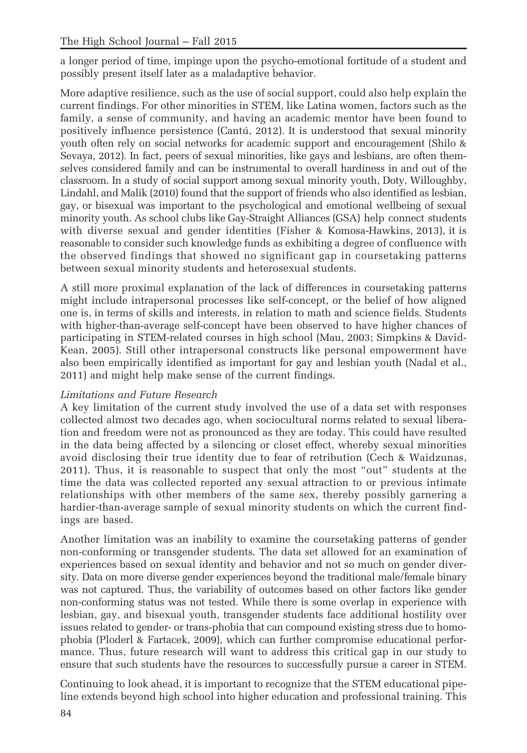a longer period of time, impinge upon the psycho-emotional fortitude of a student and possibly present itself later as a maladaptive behavior.

More adaptive resilience, such as the use of social support, could also help explain the current findings. For other minorities in STEM, like Latina women, factors such as the family, a sense of community, and having an academic mentor have been found to positively influence persistence (Cantú, 2012). It is understood that sexual minority youth often rely on social networks for academic support and encouragement (Shilo & Sevaya, 2012). In fact, peers of sexual minorities, like gays and lesbians, are often themselves considered family and can be instrumental to overall hardiness in and out of the classroom. In a study of social support among sexual minority youth, Doty, Willoughby, Lindahl, and Malik (2010) found that the support of friends who also identified as lesbian, gay, or bisexual was important to the psychological and emotional wellbeing of sexual minority youth. As school clubs like Gay-Straight Alliances (GSA) help connect students with diverse sexual and gender identities (Fisher & Komosa-Hawkins, 2013), it is reasonable to consider such knowledge funds as exhibiting a degree of confluence with the observed findings that showed no significant gap in coursetaking patterns between sexual minority students and heterosexual students.

A still more proximal explanation of the lack of differences in coursetaking patterns might include intrapersonal processes like self-concept, or the belief of how aligned one is, in terms of skills and interests, in relation to math and science fields. Students with higher-than-average self-concept have been observed to have higher chances of participating in STEM-related courses in high school (Mau, 2003; Simpkins & David-Kean, 2005). Still other intrapersonal constructs like personal empowerment have also been empirically identified as important for gay and lesbian youth (Nadal et al., 2011) and might help make sense of the current findings.

*Limitations and Future Research*

A key limitation of the current study involved the use of a data set with responses collected almost two decades ago, when sociocultural norms related to sexual liberation and freedom were not as pronounced as they are today. This could have resulted in the data being affected by a silencing or closet effect, whereby sexual minorities avoid disclosing their true identity due to fear of retribution (Cech & Waidzunas, 2011). Thus, it is reasonable to suspect that only the most "out" students at the time the data was collected reported any sexual attraction to or previous intimate relationships with other members of the same sex, thereby possibly garnering a hardier-than-average sample of sexual minority students on which the current findings are based.

Another limitation was an inability to examine the coursetaking patterns of gender non-conforming or transgender students. The data set allowed for an examination of experiences based on sexual identity and behavior and not so much on gender diversity. Data on more diverse gender experiences beyond the traditional male/female binary was not captured. Thus, the variability of outcomes based on other factors like gender non-conforming status was not tested. While there is some overlap in experience with lesbian, gay, and bisexual youth, transgender students face additional hostility over issues related to gender- or trans-phobia that can compound existing stress due to homophobia (Ploderl & Fartacek, 2009), which can further compromise educational performance. Thus, future research will want to address this critical gap in our study to ensure that such students have the resources to successfully pursue a career in STEM.

Continuing to look ahead, it is important to recognize that the STEM educational pipeline extends beyond high school into higher education and professional training. This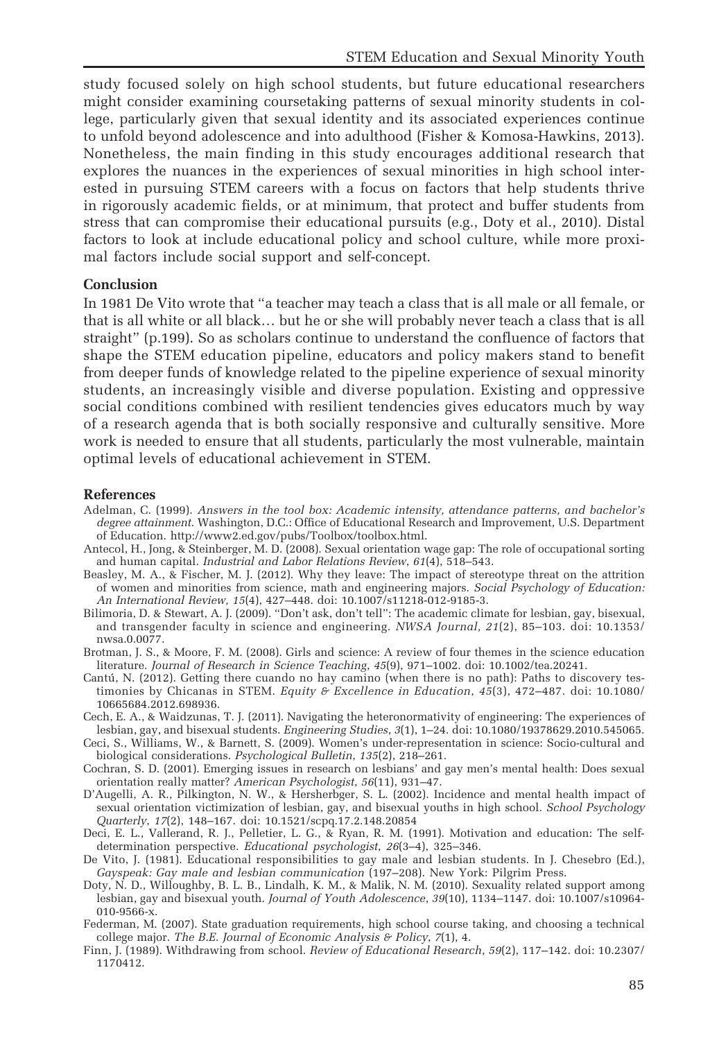study focused solely on high school students, but future educational researchers might consider examining coursetaking patterns of sexual minority students in college, particularly given that sexual identity and its associated experiences continue to unfold beyond adolescence and into adulthood (Fisher & Komosa-Hawkins, 2013). Nonetheless, the main finding in this study encourages additional research that explores the nuances in the experiences of sexual minorities in high school interested in pursuing STEM careers with a focus on factors that help students thrive in rigorously academic fields, or at minimum, that protect and buffer students from stress that can compromise their educational pursuits (e.g., Doty et al., 2010). Distal factors to look at include educational policy and school culture, while more proximal factors include social support and self-concept.

## Conclusion

In 1981 De Vito wrote that "a teacher may teach a class that is all male or all female, or that is all white or all black… but he or she will probably never teach a class that is all straight" (p.199). So as scholars continue to understand the confluence of factors that shape the STEM education pipeline, educators and policy makers stand to benefit from deeper funds of knowledge related to the pipeline experience of sexual minority students, an increasingly visible and diverse population. Existing and oppressive social conditions combined with resilient tendencies gives educators much by way of a research agenda that is both socially responsive and culturally sensitive. More work is needed to ensure that all students, particularly the most vulnerable, maintain optimal levels of educational achievement in STEM.

## References

Adelman, C. (1999). *Answers in the tool box: Academic intensity, attendance patterns, and bachelor's degree attainment*. Washington, D.C.: Office of Educational Research and Improvement, U.S. Department of Education. http://www2.ed.gov/pubs/Toolbox/toolbox.html.

Antecol, H., Jong, & Steinberger, M. D. (2008). Sexual orientation wage gap: The role of occupational sorting and human capital. *Industrial and Labor Relations Review*, *61*(4), 518–543.

Beasley, M. A., & Fischer, M. J. (2012). Why they leave: The impact of stereotype threat on the attrition of women and minorities from science, math and engineering majors. *Social Psychology of Education: An International Review, 15*(4), 427–448. doi: 10.1007/s11218-012-9185-3.

Bilimoria, D. & Stewart, A. J. (2009). "Don't ask, don't tell": The academic climate for lesbian, gay, bisexual, and transgender faculty in science and engineering. *NWSA Journal, 21*(2), 85–103. doi: 10.1353/nwsa.0.0077.

Brotman, J. S., & Moore, F. M. (2008). Girls and science: A review of four themes in the science education literature. *Journal of Research in Science Teaching*, *45*(9), 971–1002. doi: 10.1002/tea.20241.

Cantú, N. (2012). Getting there cuando no hay camino (when there is no path): Paths to discovery testimonies by Chicanas in STEM. *Equity & Excellence in Education*, *45*(3), 472–487. doi: 10.1080/10665684.2012.698936.

Cech, E. A., & Waidzunas, T. J. (2011). Navigating the heteronormativity of engineering: The experiences of lesbian, gay, and bisexual students. *Engineering Studies*, *3*(1), 1–24. doi: 10.1080/19378629.2010.545065.

Ceci, S., Williams, W., & Barnett, S. (2009). Women's under-representation in science: Socio-cultural and biological considerations. *Psychological Bulletin*, *135*(2), 218–261.

Cochran, S. D. (2001). Emerging issues in research on lesbians' and gay men's mental health: Does sexual orientation really matter? *American Psychologist*, *56*(11), 931–47.

D'Augelli, A. R., Pilkington, N. W., & Hershberger, S. L. (2002). Incidence and mental health impact of sexual orientation victimization of lesbian, gay, and bisexual youths in high school. *School Psychology Quarterly*, *17*(2), 148–167. doi: 10.1521/scpq.17.2.148.20854

Deci, E. L., Vallerand, R. J., Pelletier, L. G., & Ryan, R. M. (1991). Motivation and education: The self-determination perspective. *Educational psychologist, 26*(3–4), 325–346.

De Vito, J. (1981). Educational responsibilities to gay male and lesbian students. In J. Chesebro (Ed.), *Gayspeak: Gay male and lesbian communication* (197–208). New York: Pilgrim Press.

Doty, N. D., Willoughby, B. L. B., Lindalh, K. M., & Malik, N. M. (2010). Sexuality related support among lesbian, gay and bisexual youth. *Journal of Youth Adolescence*, *39*(10), 1134–1147. doi: 10.1007/s10964-010-9566-x.

Federman, M. (2007). State graduation requirements, high school course taking, and choosing a technical college major. *The B.E. Journal of Economic Analysis & Policy*, *7*(1), 4.

Finn, J. (1989). Withdrawing from school. *Review of Educational Research*, *59*(2), 117–142. doi: 10.2307/1170412.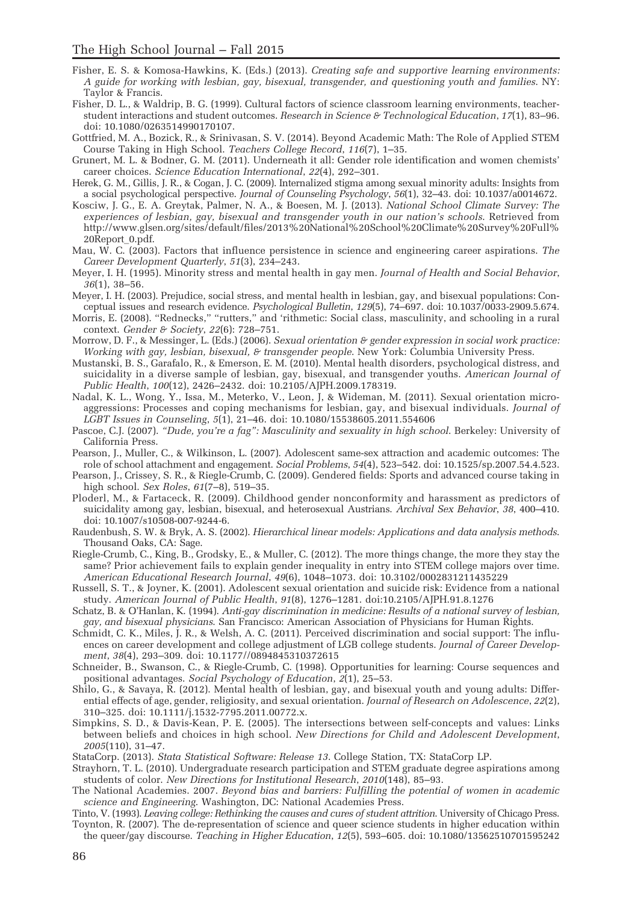Fisher, E. S. & Komosa-Hawkins, K. (Eds.) (2013). *Creating safe and supportive learning environments: A guide for working with lesbian, gay, bisexual, transgender, and questioning youth and families*. NY: Taylor & Francis.

Fisher, D. L., & Waldrip, B. G. (1999). Cultural factors of science classroom learning environments, teacher-student interactions and student outcomes. *Research in Science & Technological Education*, *17*(1), 83–96. doi: 10.1080/0263514990170107.

Gottfried, M. A., Bozick, R., & Srinivasan, S. V. (2014). Beyond Academic Math: The Role of Applied STEM Course Taking in High School. *Teachers College Record*, *116*(7), 1–35.

Grunert, M. L. & Bodner, G. M. (2011). Underneath it all: Gender role identification and women chemists' career choices. *Science Education International*, *22*(4), 292–301.

Herek, G. M., Gillis, J. R., & Cogan, J. C. (2009). Internalized stigma among sexual minority adults: Insights from a social psychological perspective. *Journal of Counseling Psychology*, *56*(1), 32–43. doi: 10.1037/a0014672.

Kosciw, J. G., E. A. Greytak, Palmer, N. A., & Boesen, M. J. (2013). *National School Climate Survey: The experiences of lesbian, gay, bisexual and transgender youth in our nation's schools*. Retrieved from http://www.glsen.org/sites/default/files/2013%20National%20School%20Climate%20Survey%20Full%20Report_0.pdf.

Mau, W. C. (2003). Factors that influence persistence in science and engineering career aspirations. *The Career Development Quarterly*, *51*(3), 234–243.

Meyer, I. H. (1995). Minority stress and mental health in gay men. *Journal of Health and Social Behavior*, *36*(1), 38–56.

Meyer, I. H. (2003). Prejudice, social stress, and mental health in lesbian, gay, and bisexual populations: Conceptual issues and research evidence. *Psychological Bulletin*, *129*(5), 74–697. doi: 10.1037/0033-2909.5.674.

Morris, E. (2008). "Rednecks," "rutters," and 'rithmetic: Social class, masculinity, and schooling in a rural context. *Gender & Society*, *22*(6): 728–751.

Morrow, D. F., & Messinger, L. (Eds.) (2006). *Sexual orientation & gender expression in social work practice: Working with gay, lesbian, bisexual, & transgender people*. New York: Columbia University Press.

Mustanski, B. S., Garafalo, R., & Emerson, E. M. (2010). Mental health disorders, psychological distress, and suicidality in a diverse sample of lesbian, gay, bisexual, and transgender youths. *American Journal of Public Health*, *100*(12), 2426–2432. doi: 10.2105/AJPH.2009.178319.

Nadal, K. L., Wong, Y., Issa, M., Meterko, V., Leon, J, & Wideman, M. (2011). Sexual orientation microaggressions: Processes and coping mechanisms for lesbian, gay, and bisexual individuals. *Journal of LGBT Issues in Counseling*, *5*(1), 21–46. doi: 10.1080/15538605.2011.554606

Pascoe, C.J. (2007). *"Dude, you're a fag": Masculinity and sexuality in high school*. Berkeley: University of California Press.

Pearson, J., Muller, C., & Wilkinson, L. (2007). Adolescent same-sex attraction and academic outcomes: The role of school attachment and engagement. *Social Problems*, *54*(4), 523–542. doi: 10.1525/sp.2007.54.4.523.

Pearson, J., Crissey, S. R., & Riegle-Crumb, C. (2009). Gendered fields: Sports and advanced course taking in high school. *Sex Roles*, *61*(7–8), 519–35.

Ploderl, M., & Fartaceck, R. (2009). Childhood gender nonconformity and harassment as predictors of suicidality among gay, lesbian, bisexual, and heterosexual Austrians. *Archival Sex Behavior*, *38*, 400–410. doi: 10.1007/s10508-007-9244-6.

Raudenbush, S. W. & Bryk, A. S. (2002). *Hierarchical linear models: Applications and data analysis methods*. Thousand Oaks, CA: Sage.

Riegle-Crumb, C., King, B., Grodsky, E., & Muller, C. (2012). The more things change, the more they stay the same? Prior achievement fails to explain gender inequality in entry into STEM college majors over time. *American Educational Research Journal*, *49*(6), 1048–1073. doi: 10.3102/0002831211435229

Russell, S. T., & Joyner, K. (2001). Adolescent sexual orientation and suicide risk: Evidence from a national study. *American Journal of Public Health*, *91*(8), 1276–1281. doi:10.2105/AJPH.91.8.1276

Schatz, B. & O'Hanlan, K. (1994). *Anti-gay discrimination in medicine: Results of a national survey of lesbian, gay, and bisexual physicians*. San Francisco: American Association of Physicians for Human Rights.

Schmidt, C. K., Miles, J. R., & Welsh, A. C. (2011). Perceived discrimination and social support: The influences on career development and college adjustment of LGB college students. *Journal of Career Development*, *38*(4), 293–309. doi: 10.1177//0894845310372615

Schneider, B., Swanson, C., & Riegle-Crumb, C. (1998). Opportunities for learning: Course sequences and positional advantages. *Social Psychology of Education*, *2*(1), 25–53.

Shilo, G., & Savaya, R. (2012). Mental health of lesbian, gay, and bisexual youth and young adults: Differential effects of age, gender, religiosity, and sexual orientation. *Journal of Research on Adolescence*, *22*(2), 310–325. doi: 10.1111/j.1532-7795.2011.00772.x.

Simpkins, S. D., & Davis-Kean, P. E. (2005). The intersections between self-concepts and values: Links between beliefs and choices in high school. *New Directions for Child and Adolescent Development*, *2005*(110), 31–47.

StataCorp. (2013). *Stata Statistical Software: Release 13*. College Station, TX: StataCorp LP.

Strayhorn, T. L. (2010). Undergraduate research participation and STEM graduate degree aspirations among students of color. *New Directions for Institutional Research*, *2010*(148), 85–93.

The National Academies. 2007. *Beyond bias and barriers: Fulfilling the potential of women in academic science and Engineering*. Washington, DC: National Academies Press.

Tinto, V. (1993). *Leaving college: Rethinking the causes and cures of student attrition*. University of Chicago Press.

Toynton, R. (2007). The de-representation of science and queer science students in higher education within the queer/gay discourse. *Teaching in Higher Education*, *12*(5), 593–605. doi: 10.1080/13562510701595242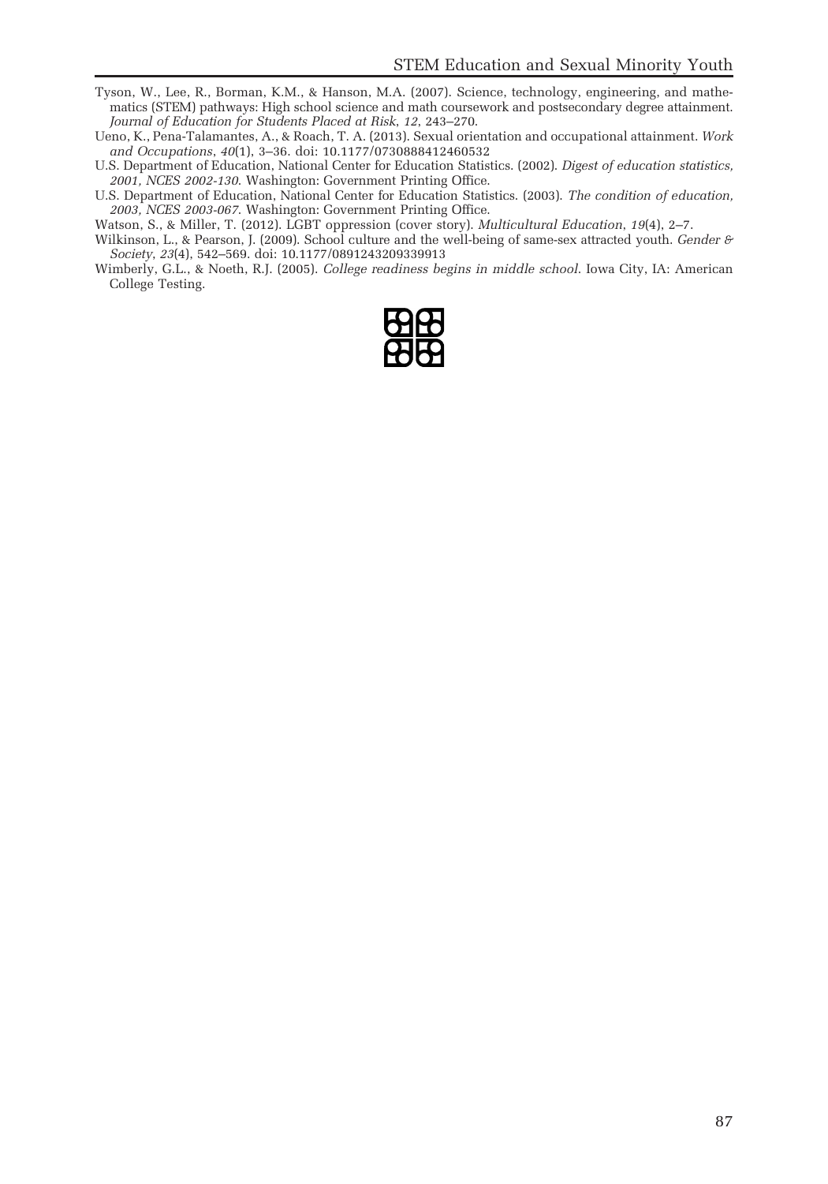Tyson, W., Lee, R., Borman, K.M., & Hanson, M.A. (2007). Science, technology, engineering, and mathematics (STEM) pathways: High school science and math coursework and postsecondary degree attainment. *Journal of Education for Students Placed at Risk*, *12*, 243–270.

Ueno, K., Pena-Talamantes, A., & Roach, T. A. (2013). Sexual orientation and occupational attainment. *Work and Occupations*, *40*(1), 3–36. doi: 10.1177/0730888412460532

U.S. Department of Education, National Center for Education Statistics. (2002). *Digest of education statistics, 2001, NCES 2002-130*. Washington: Government Printing Office.

U.S. Department of Education, National Center for Education Statistics. (2003). *The condition of education, 2003, NCES 2003-067*. Washington: Government Printing Office.

Watson, S., & Miller, T. (2012). LGBT oppression (cover story). *Multicultural Education*, *19*(4), 2–7.

Wilkinson, L., & Pearson, J. (2009). School culture and the well-being of same-sex attracted youth. *Gender & Society*, *23*(4), 542–569. doi: 10.1177/0891243209339913

Wimberly, G.L., & Noeth, R.J. (2005). *College readiness begins in middle school*. Iowa City, IA: American College Testing.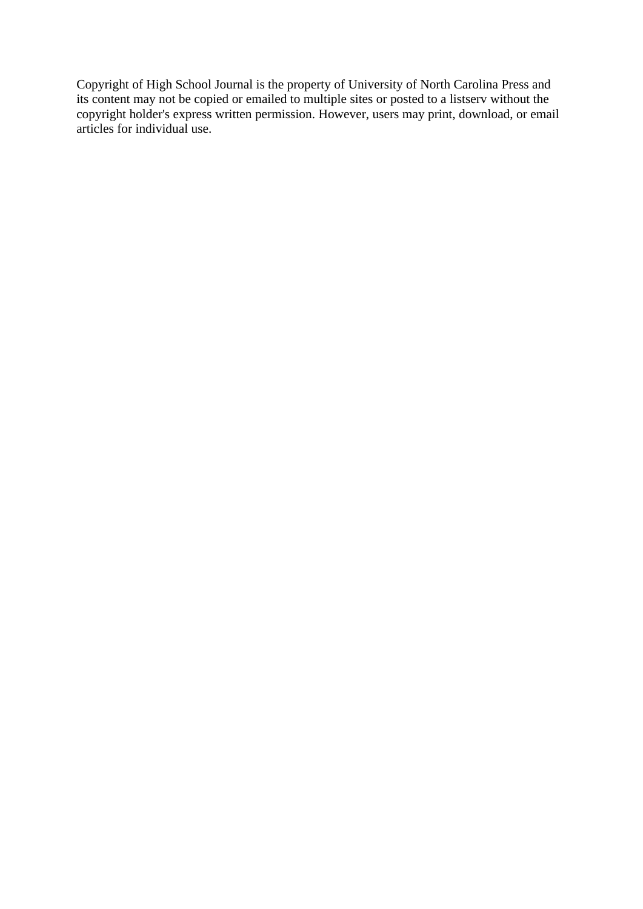Copyright of High School Journal is the property of University of North Carolina Press and its content may not be copied or emailed to multiple sites or posted to a listserv without the copyright holder's express written permission. However, users may print, download, or email articles for individual use.